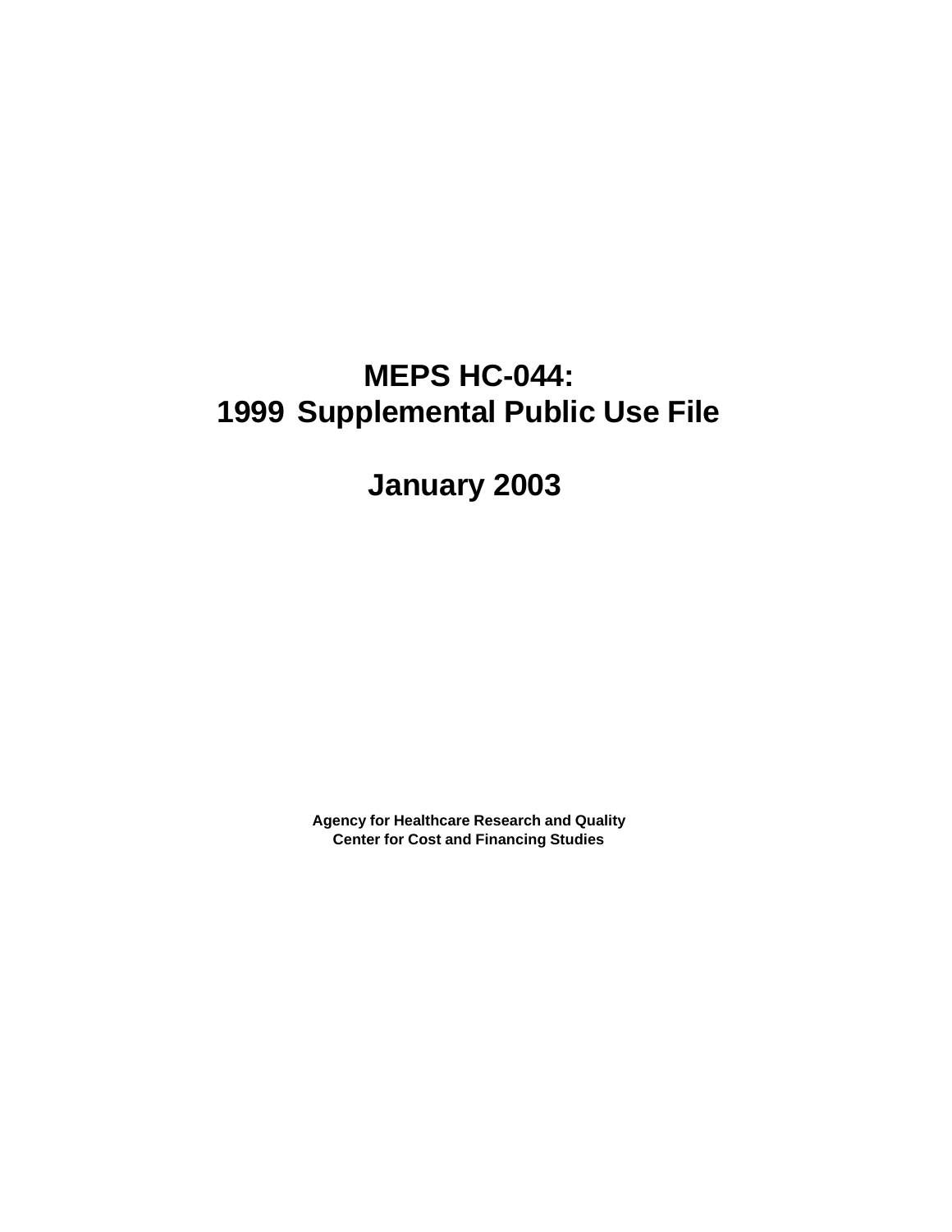# MEPS HC-044:
# 1999 Supplemental Public Use File

# January 2003

**Agency for Healthcare Research and Quality**
**Center for Cost and Financing Studies**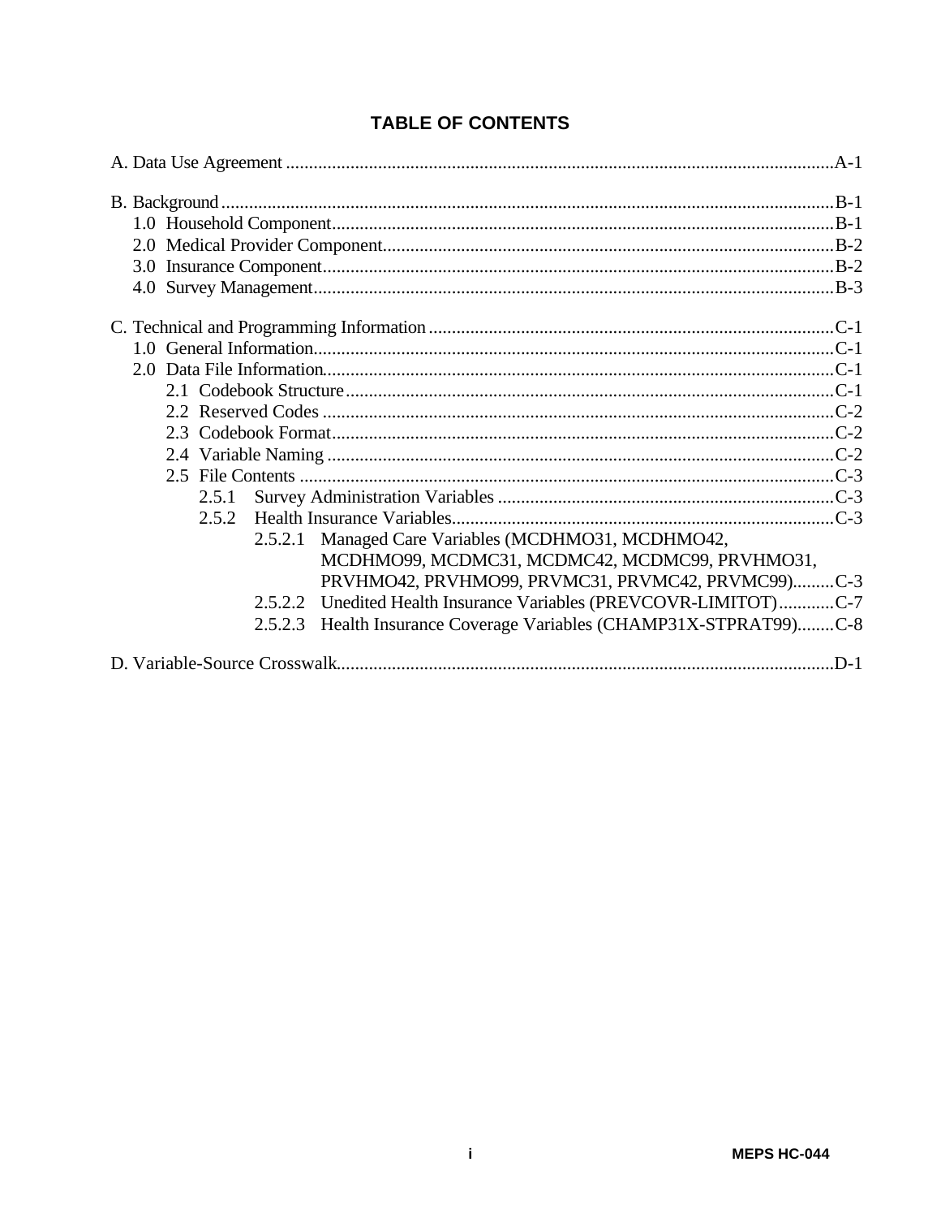## TABLE OF CONTENTS

A. Data Use Agreement .......................................................................................................................A-1

B. Background ....................................................................................................................................B-1
- 1.0 Household Component............................................................................................................B-1
- 2.0 Medical Provider Component..................................................................................................B-2
- 3.0 Insurance Component..............................................................................................................B-2
- 4.0 Survey Management................................................................................................................B-3

C. Technical and Programming Information .......................................................................................C-1
- 1.0 General Information.................................................................................................................C-1
- 2.0 Data File Information..............................................................................................................C-1
  - 2.1 Codebook Structure..........................................................................................................C-1
  - 2.2 Reserved Codes ..............................................................................................................C-2
  - 2.3 Codebook Format............................................................................................................C-2
  - 2.4 Variable Naming .............................................................................................................C-2
  - 2.5 File Contents ...................................................................................................................C-3
    - 2.5.1 Survey Administration Variables .........................................................................C-3
    - 2.5.2 Health Insurance Variables...................................................................................C-3
      - 2.5.2.1 Managed Care Variables (MCDHMO31, MCDHMO42, MCDHMO99, MCDMC31, MCDMC42, MCDMC99, PRVHMO31, PRVHMO42, PRVHMO99, PRVMC31, PRVMC42, PRVMC99).........C-3
      - 2.5.2.2 Unedited Health Insurance Variables (PREVCOVR-LIMITOT)............C-7
      - 2.5.2.3 Health Insurance Coverage Variables (CHAMP31X-STPRAT99)........C-8

D. Variable-Source Crosswalk...........................................................................................................D-1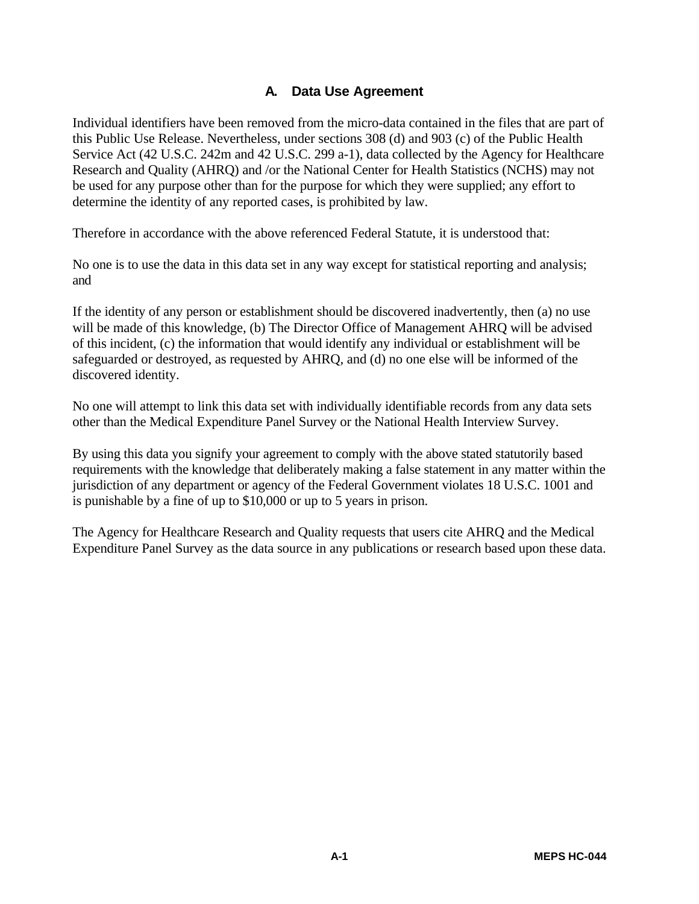## A. Data Use Agreement

Individual identifiers have been removed from the micro-data contained in the files that are part of this Public Use Release. Nevertheless, under sections 308 (d) and 903 (c) of the Public Health Service Act (42 U.S.C. 242m and 42 U.S.C. 299 a-1), data collected by the Agency for Healthcare Research and Quality (AHRQ) and /or the National Center for Health Statistics (NCHS) may not be used for any purpose other than for the purpose for which they were supplied; any effort to determine the identity of any reported cases, is prohibited by law.

Therefore in accordance with the above referenced Federal Statute, it is understood that:

No one is to use the data in this data set in any way except for statistical reporting and analysis; and

If the identity of any person or establishment should be discovered inadvertently, then (a) no use will be made of this knowledge, (b) The Director Office of Management AHRQ will be advised of this incident, (c) the information that would identify any individual or establishment will be safeguarded or destroyed, as requested by AHRQ, and (d) no one else will be informed of the discovered identity.

No one will attempt to link this data set with individually identifiable records from any data sets other than the Medical Expenditure Panel Survey or the National Health Interview Survey.

By using this data you signify your agreement to comply with the above stated statutorily based requirements with the knowledge that deliberately making a false statement in any matter within the jurisdiction of any department or agency of the Federal Government violates 18 U.S.C. 1001 and is punishable by a fine of up to $10,000 or up to 5 years in prison.

The Agency for Healthcare Research and Quality requests that users cite AHRQ and the Medical Expenditure Panel Survey as the data source in any publications or research based upon these data.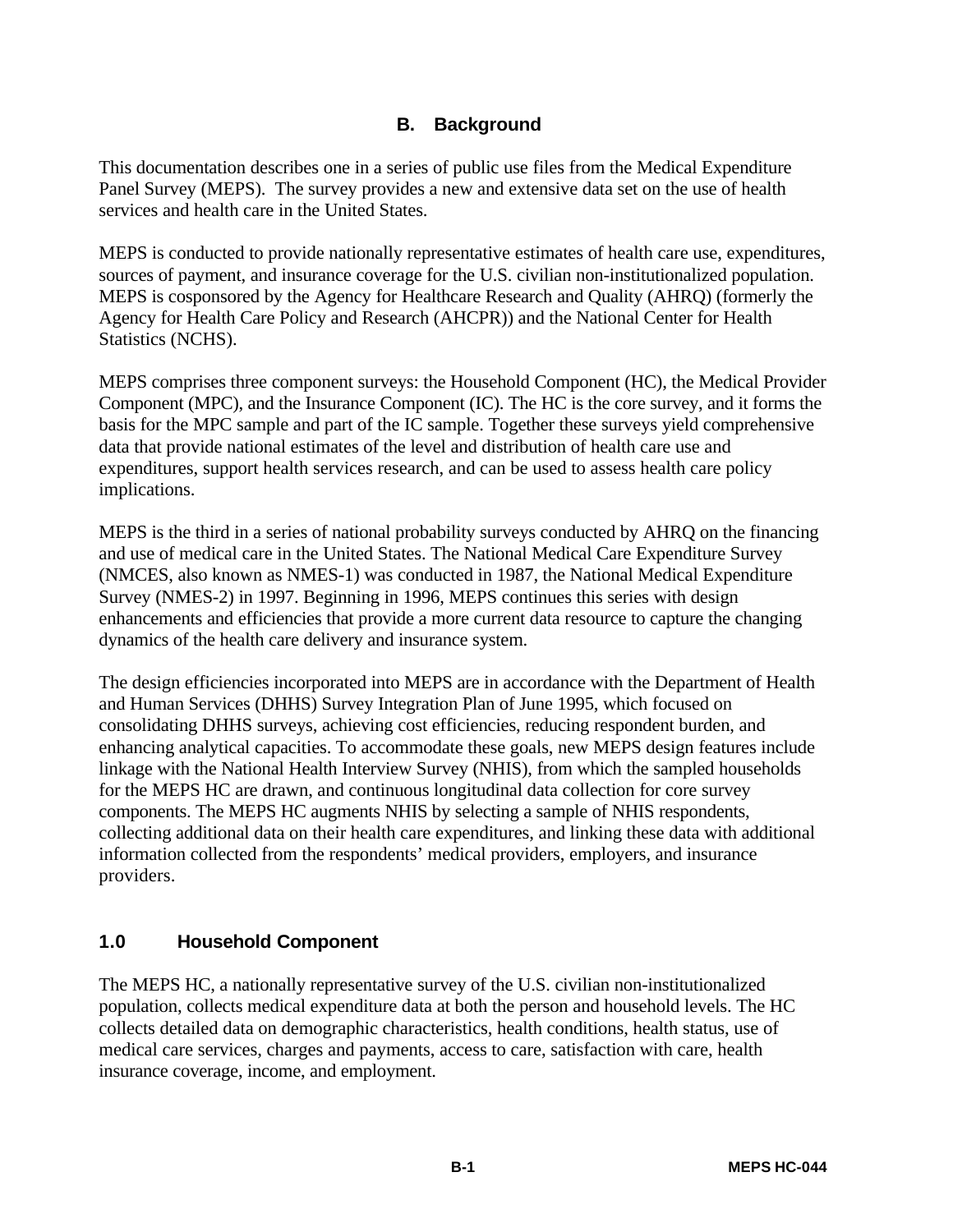## B. Background

This documentation describes one in a series of public use files from the Medical Expenditure Panel Survey (MEPS). The survey provides a new and extensive data set on the use of health services and health care in the United States.

MEPS is conducted to provide nationally representative estimates of health care use, expenditures, sources of payment, and insurance coverage for the U.S. civilian non-institutionalized population. MEPS is cosponsored by the Agency for Healthcare Research and Quality (AHRQ) (formerly the Agency for Health Care Policy and Research (AHCPR)) and the National Center for Health Statistics (NCHS).

MEPS comprises three component surveys: the Household Component (HC), the Medical Provider Component (MPC), and the Insurance Component (IC). The HC is the core survey, and it forms the basis for the MPC sample and part of the IC sample. Together these surveys yield comprehensive data that provide national estimates of the level and distribution of health care use and expenditures, support health services research, and can be used to assess health care policy implications.

MEPS is the third in a series of national probability surveys conducted by AHRQ on the financing and use of medical care in the United States. The National Medical Care Expenditure Survey (NMCES, also known as NMES-1) was conducted in 1987, the National Medical Expenditure Survey (NMES-2) in 1997. Beginning in 1996, MEPS continues this series with design enhancements and efficiencies that provide a more current data resource to capture the changing dynamics of the health care delivery and insurance system.

The design efficiencies incorporated into MEPS are in accordance with the Department of Health and Human Services (DHHS) Survey Integration Plan of June 1995, which focused on consolidating DHHS surveys, achieving cost efficiencies, reducing respondent burden, and enhancing analytical capacities. To accommodate these goals, new MEPS design features include linkage with the National Health Interview Survey (NHIS), from which the sampled households for the MEPS HC are drawn, and continuous longitudinal data collection for core survey components. The MEPS HC augments NHIS by selecting a sample of NHIS respondents, collecting additional data on their health care expenditures, and linking these data with additional information collected from the respondents' medical providers, employers, and insurance providers.

### 1.0 Household Component

The MEPS HC, a nationally representative survey of the U.S. civilian non-institutionalized population, collects medical expenditure data at both the person and household levels. The HC collects detailed data on demographic characteristics, health conditions, health status, use of medical care services, charges and payments, access to care, satisfaction with care, health insurance coverage, income, and employment.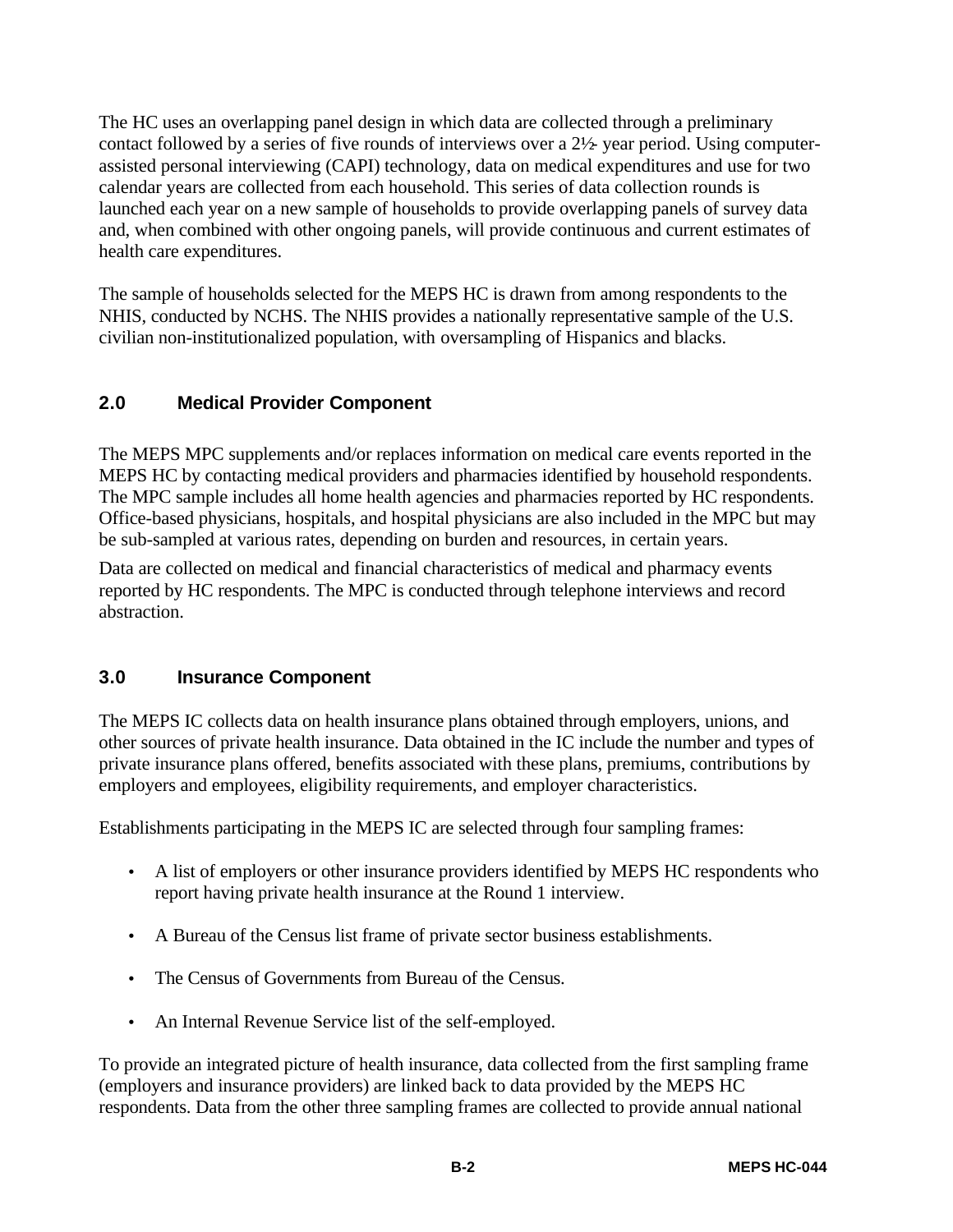The HC uses an overlapping panel design in which data are collected through a preliminary contact followed by a series of five rounds of interviews over a 2½- year period. Using computer-assisted personal interviewing (CAPI) technology, data on medical expenditures and use for two calendar years are collected from each household. This series of data collection rounds is launched each year on a new sample of households to provide overlapping panels of survey data and, when combined with other ongoing panels, will provide continuous and current estimates of health care expenditures.

The sample of households selected for the MEPS HC is drawn from among respondents to the NHIS, conducted by NCHS. The NHIS provides a nationally representative sample of the U.S. civilian non-institutionalized population, with oversampling of Hispanics and blacks.

## 2.0 Medical Provider Component

The MEPS MPC supplements and/or replaces information on medical care events reported in the MEPS HC by contacting medical providers and pharmacies identified by household respondents. The MPC sample includes all home health agencies and pharmacies reported by HC respondents. Office-based physicians, hospitals, and hospital physicians are also included in the MPC but may be sub-sampled at various rates, depending on burden and resources, in certain years.

Data are collected on medical and financial characteristics of medical and pharmacy events reported by HC respondents. The MPC is conducted through telephone interviews and record abstraction.

## 3.0 Insurance Component

The MEPS IC collects data on health insurance plans obtained through employers, unions, and other sources of private health insurance. Data obtained in the IC include the number and types of private insurance plans offered, benefits associated with these plans, premiums, contributions by employers and employees, eligibility requirements, and employer characteristics.

Establishments participating in the MEPS IC are selected through four sampling frames:

- A list of employers or other insurance providers identified by MEPS HC respondents who report having private health insurance at the Round 1 interview.
- A Bureau of the Census list frame of private sector business establishments.
- The Census of Governments from Bureau of the Census.
- An Internal Revenue Service list of the self-employed.

To provide an integrated picture of health insurance, data collected from the first sampling frame (employers and insurance providers) are linked back to data provided by the MEPS HC respondents. Data from the other three sampling frames are collected to provide annual national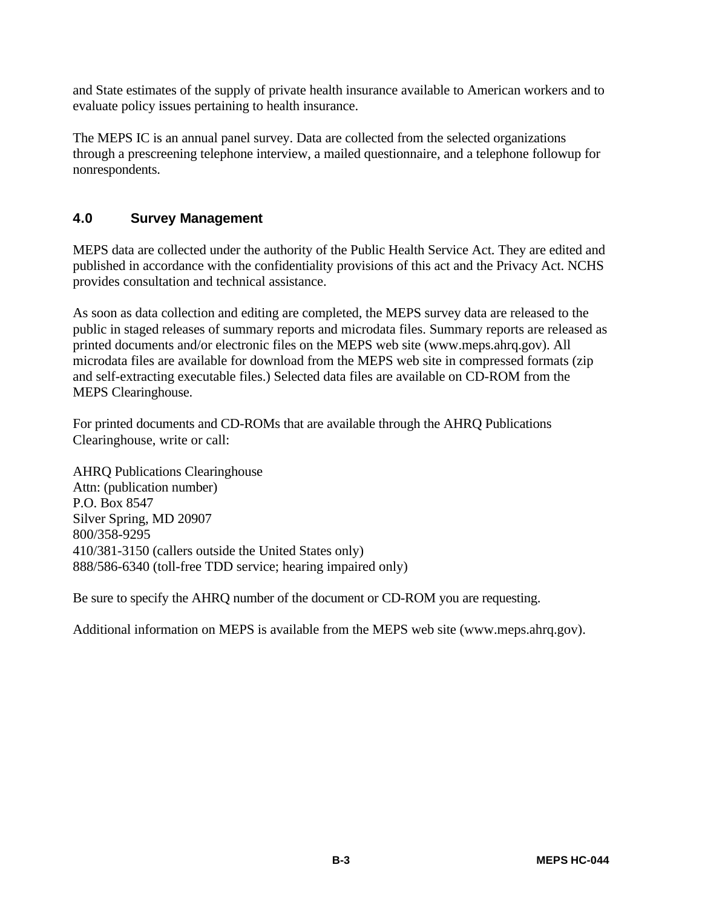and State estimates of the supply of private health insurance available to American workers and to evaluate policy issues pertaining to health insurance.

The MEPS IC is an annual panel survey. Data are collected from the selected organizations through a prescreening telephone interview, a mailed questionnaire, and a telephone followup for nonrespondents.

## 4.0 Survey Management

MEPS data are collected under the authority of the Public Health Service Act. They are edited and published in accordance with the confidentiality provisions of this act and the Privacy Act. NCHS provides consultation and technical assistance.

As soon as data collection and editing are completed, the MEPS survey data are released to the public in staged releases of summary reports and microdata files. Summary reports are released as printed documents and/or electronic files on the MEPS web site (www.meps.ahrq.gov). All microdata files are available for download from the MEPS web site in compressed formats (zip and self-extracting executable files.) Selected data files are available on CD-ROM from the MEPS Clearinghouse.

For printed documents and CD-ROMs that are available through the AHRQ Publications Clearinghouse, write or call:

AHRQ Publications Clearinghouse
Attn: (publication number)
P.O. Box 8547
Silver Spring, MD 20907
800/358-9295
410/381-3150 (callers outside the United States only)
888/586-6340 (toll-free TDD service; hearing impaired only)

Be sure to specify the AHRQ number of the document or CD-ROM you are requesting.

Additional information on MEPS is available from the MEPS web site (www.meps.ahrq.gov).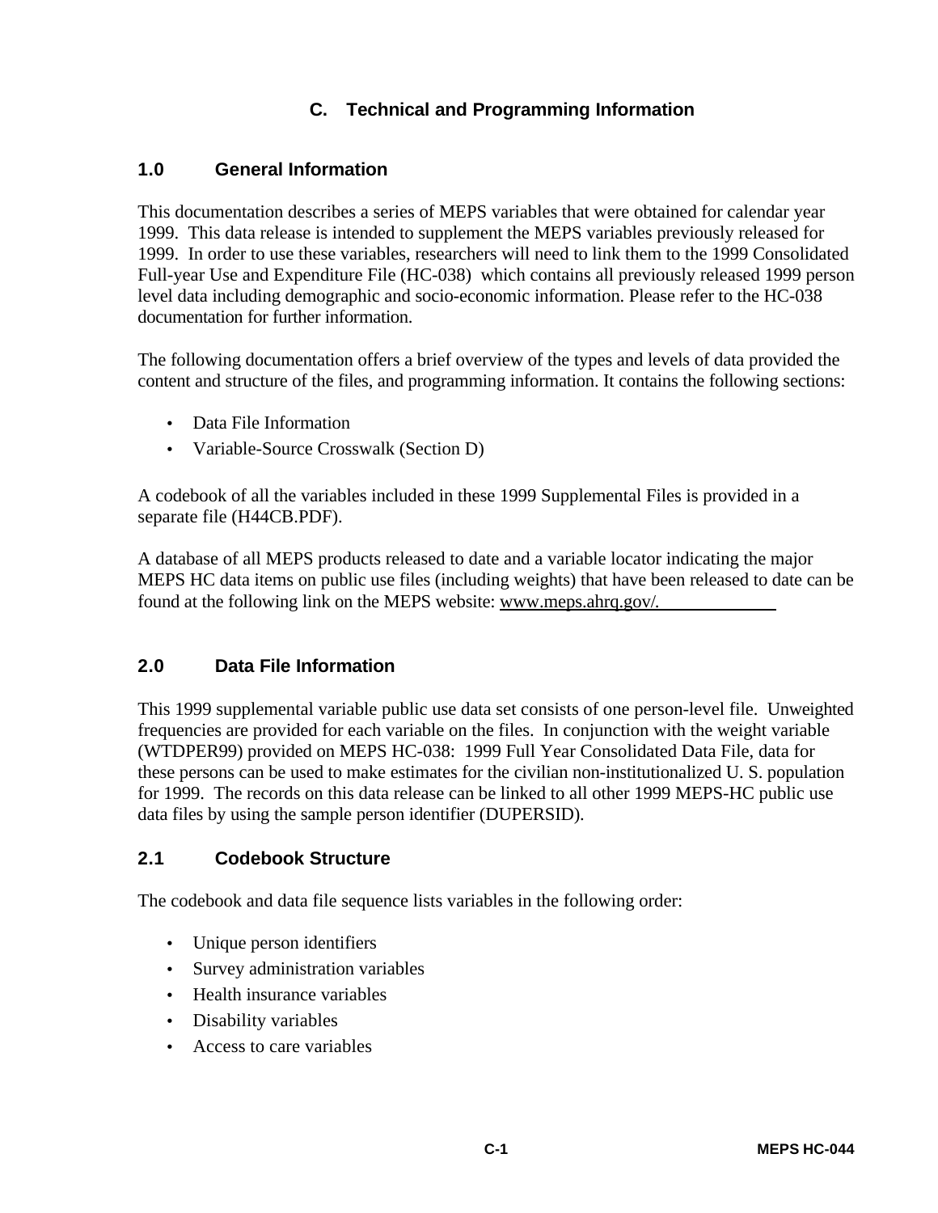# C. Technical and Programming Information

## 1.0 General Information

This documentation describes a series of MEPS variables that were obtained for calendar year 1999. This data release is intended to supplement the MEPS variables previously released for 1999. In order to use these variables, researchers will need to link them to the 1999 Consolidated Full-year Use and Expenditure File (HC-038) which contains all previously released 1999 person level data including demographic and socio-economic information. Please refer to the HC-038 documentation for further information.

The following documentation offers a brief overview of the types and levels of data provided the content and structure of the files, and programming information. It contains the following sections:

- Data File Information
- Variable-Source Crosswalk (Section D)

A codebook of all the variables included in these 1999 Supplemental Files is provided in a separate file (H44CB.PDF).

A database of all MEPS products released to date and a variable locator indicating the major MEPS HC data items on public use files (including weights) that have been released to date can be found at the following link on the MEPS website: www.meps.ahrq.gov/.

## 2.0 Data File Information

This 1999 supplemental variable public use data set consists of one person-level file. Unweighted frequencies are provided for each variable on the files. In conjunction with the weight variable (WTDPER99) provided on MEPS HC-038: 1999 Full Year Consolidated Data File, data for these persons can be used to make estimates for the civilian non-institutionalized U. S. population for 1999. The records on this data release can be linked to all other 1999 MEPS-HC public use data files by using the sample person identifier (DUPERSID).

## 2.1 Codebook Structure

The codebook and data file sequence lists variables in the following order:

- Unique person identifiers
- Survey administration variables
- Health insurance variables
- Disability variables
- Access to care variables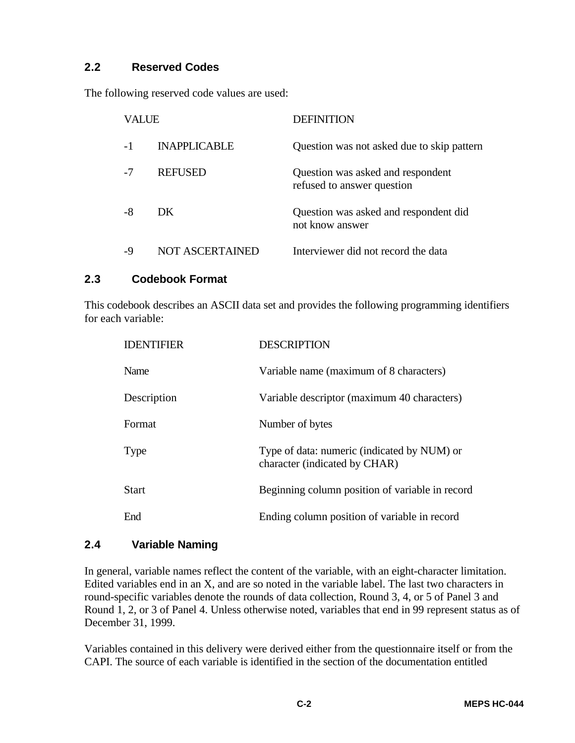### 2.2 Reserved Codes

The following reserved code values are used:

| VALUE | | DEFINITION |
|---|---|---|
| -1 | INAPPLICABLE | Question was not asked due to skip pattern |
| -7 | REFUSED | Question was asked and respondent refused to answer question |
| -8 | DK | Question was asked and respondent did not know answer |
| -9 | NOT ASCERTAINED | Interviewer did not record the data |

### 2.3 Codebook Format

This codebook describes an ASCII data set and provides the following programming identifiers for each variable:

| IDENTIFIER | DESCRIPTION |
|---|---|
| Name | Variable name (maximum of 8 characters) |
| Description | Variable descriptor (maximum 40 characters) |
| Format | Number of bytes |
| Type | Type of data: numeric (indicated by NUM) or character (indicated by CHAR) |
| Start | Beginning column position of variable in record |
| End | Ending column position of variable in record |

### 2.4 Variable Naming

In general, variable names reflect the content of the variable, with an eight-character limitation. Edited variables end in an X, and are so noted in the variable label. The last two characters in round-specific variables denote the rounds of data collection, Round 3, 4, or 5 of Panel 3 and Round 1, 2, or 3 of Panel 4. Unless otherwise noted, variables that end in 99 represent status as of December 31, 1999.

Variables contained in this delivery were derived either from the questionnaire itself or from the CAPI. The source of each variable is identified in the section of the documentation entitled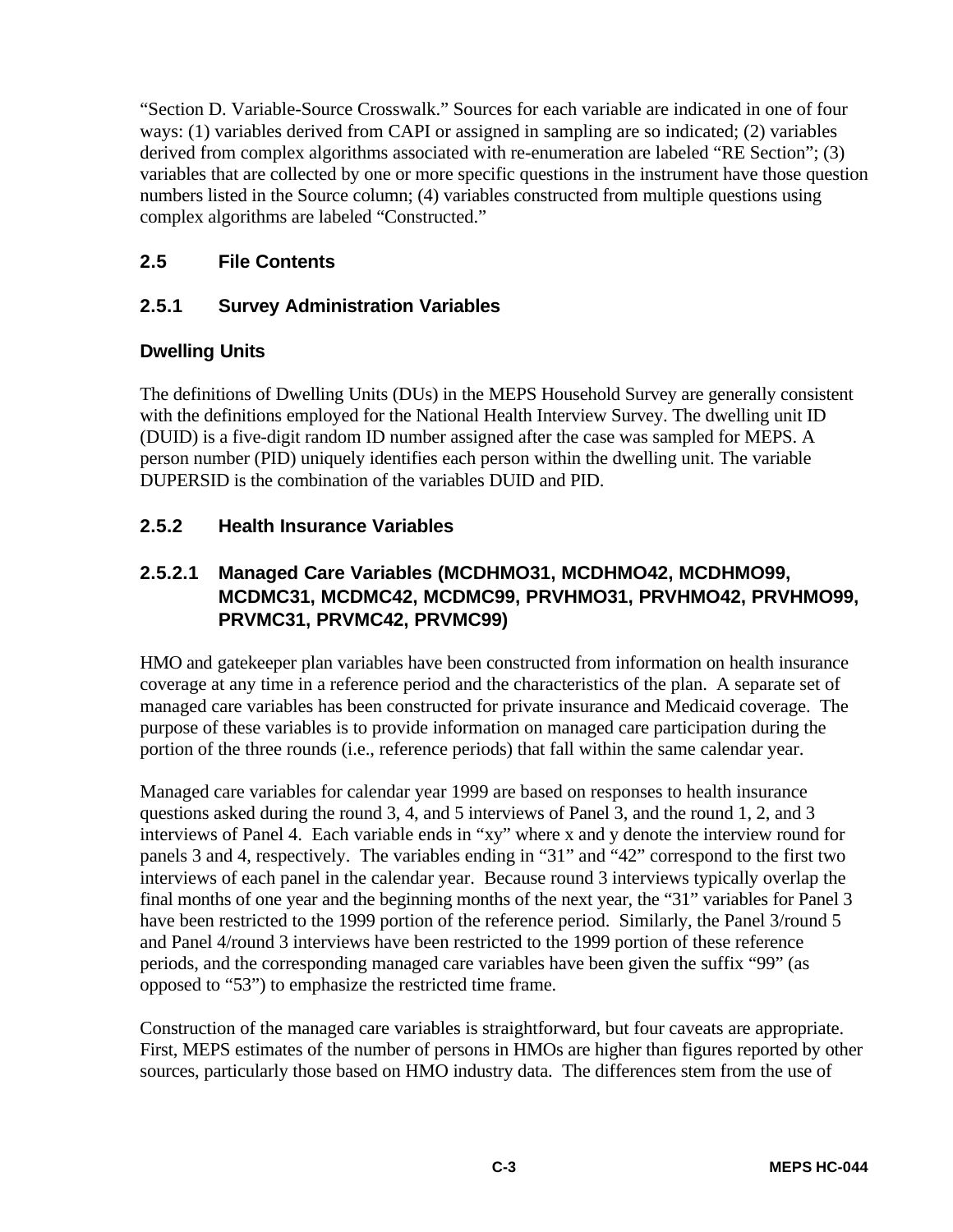"Section D. Variable-Source Crosswalk." Sources for each variable are indicated in one of four ways: (1) variables derived from CAPI or assigned in sampling are so indicated; (2) variables derived from complex algorithms associated with re-enumeration are labeled "RE Section"; (3) variables that are collected by one or more specific questions in the instrument have those question numbers listed in the Source column; (4) variables constructed from multiple questions using complex algorithms are labeled "Constructed."

## 2.5 File Contents

### 2.5.1 Survey Administration Variables

#### Dwelling Units

The definitions of Dwelling Units (DUs) in the MEPS Household Survey are generally consistent with the definitions employed for the National Health Interview Survey. The dwelling unit ID (DUID) is a five-digit random ID number assigned after the case was sampled for MEPS. A person number (PID) uniquely identifies each person within the dwelling unit. The variable DUPERSID is the combination of the variables DUID and PID.

### 2.5.2 Health Insurance Variables

#### 2.5.2.1 Managed Care Variables (MCDHMO31, MCDHMO42, MCDHMO99, MCDMC31, MCDMC42, MCDMC99, PRVHMO31, PRVHMO42, PRVHMO99, PRVMC31, PRVMC42, PRVMC99)

HMO and gatekeeper plan variables have been constructed from information on health insurance coverage at any time in a reference period and the characteristics of the plan. A separate set of managed care variables has been constructed for private insurance and Medicaid coverage. The purpose of these variables is to provide information on managed care participation during the portion of the three rounds (i.e., reference periods) that fall within the same calendar year.

Managed care variables for calendar year 1999 are based on responses to health insurance questions asked during the round 3, 4, and 5 interviews of Panel 3, and the round 1, 2, and 3 interviews of Panel 4. Each variable ends in "xy" where x and y denote the interview round for panels 3 and 4, respectively. The variables ending in "31" and "42" correspond to the first two interviews of each panel in the calendar year. Because round 3 interviews typically overlap the final months of one year and the beginning months of the next year, the "31" variables for Panel 3 have been restricted to the 1999 portion of the reference period. Similarly, the Panel 3/round 5 and Panel 4/round 3 interviews have been restricted to the 1999 portion of these reference periods, and the corresponding managed care variables have been given the suffix "99" (as opposed to "53") to emphasize the restricted time frame.

Construction of the managed care variables is straightforward, but four caveats are appropriate. First, MEPS estimates of the number of persons in HMOs are higher than figures reported by other sources, particularly those based on HMO industry data. The differences stem from the use of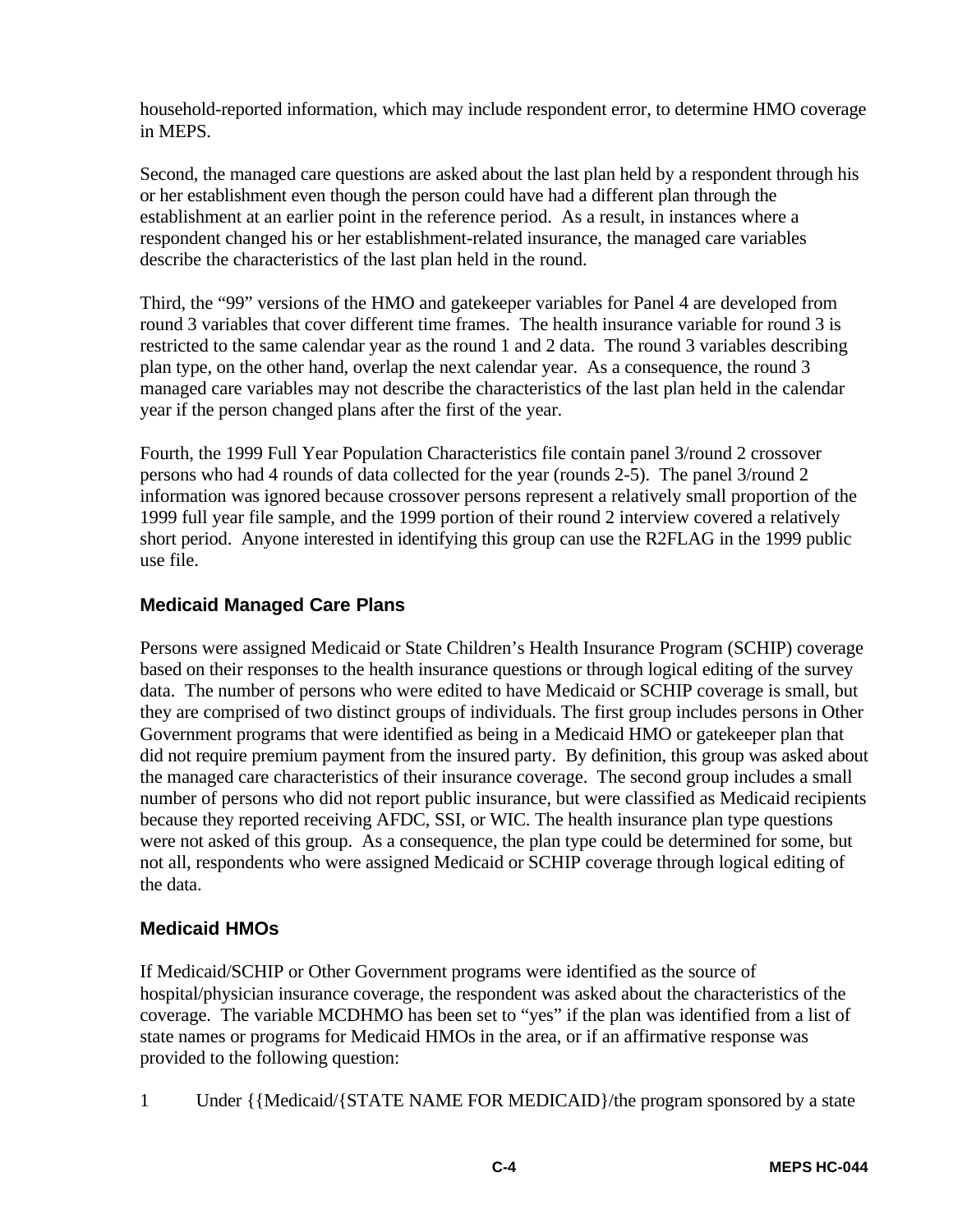household-reported information, which may include respondent error, to determine HMO coverage in MEPS.

Second, the managed care questions are asked about the last plan held by a respondent through his or her establishment even though the person could have had a different plan through the establishment at an earlier point in the reference period. As a result, in instances where a respondent changed his or her establishment-related insurance, the managed care variables describe the characteristics of the last plan held in the round.

Third, the "99" versions of the HMO and gatekeeper variables for Panel 4 are developed from round 3 variables that cover different time frames. The health insurance variable for round 3 is restricted to the same calendar year as the round 1 and 2 data. The round 3 variables describing plan type, on the other hand, overlap the next calendar year. As a consequence, the round 3 managed care variables may not describe the characteristics of the last plan held in the calendar year if the person changed plans after the first of the year.

Fourth, the 1999 Full Year Population Characteristics file contain panel 3/round 2 crossover persons who had 4 rounds of data collected for the year (rounds 2-5). The panel 3/round 2 information was ignored because crossover persons represent a relatively small proportion of the 1999 full year file sample, and the 1999 portion of their round 2 interview covered a relatively short period. Anyone interested in identifying this group can use the R2FLAG in the 1999 public use file.

### Medicaid Managed Care Plans

Persons were assigned Medicaid or State Children's Health Insurance Program (SCHIP) coverage based on their responses to the health insurance questions or through logical editing of the survey data. The number of persons who were edited to have Medicaid or SCHIP coverage is small, but they are comprised of two distinct groups of individuals. The first group includes persons in Other Government programs that were identified as being in a Medicaid HMO or gatekeeper plan that did not require premium payment from the insured party. By definition, this group was asked about the managed care characteristics of their insurance coverage. The second group includes a small number of persons who did not report public insurance, but were classified as Medicaid recipients because they reported receiving AFDC, SSI, or WIC. The health insurance plan type questions were not asked of this group. As a consequence, the plan type could be determined for some, but not all, respondents who were assigned Medicaid or SCHIP coverage through logical editing of the data.

### Medicaid HMOs

If Medicaid/SCHIP or Other Government programs were identified as the source of hospital/physician insurance coverage, the respondent was asked about the characteristics of the coverage. The variable MCDHMO has been set to "yes" if the plan was identified from a list of state names or programs for Medicaid HMOs in the area, or if an affirmative response was provided to the following question:

1 Under {{Medicaid/{STATE NAME FOR MEDICAID}/the program sponsored by a state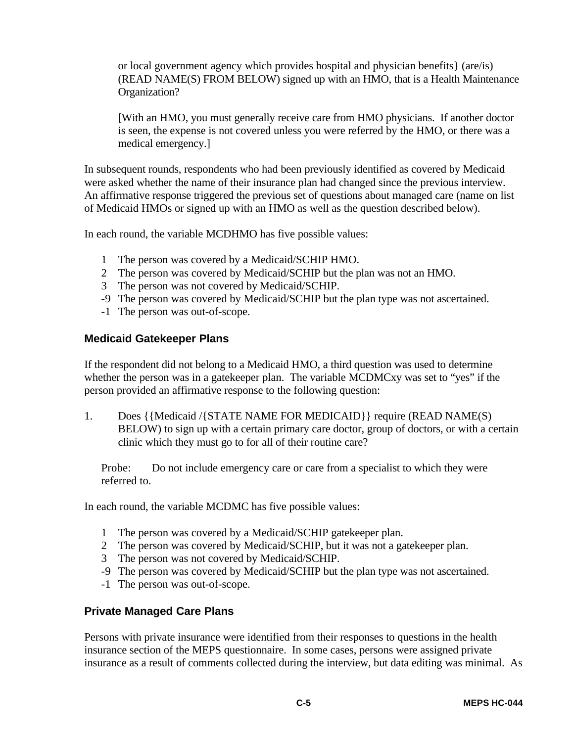or local government agency which provides hospital and physician benefits} (are/is) (READ NAME(S) FROM BELOW) signed up with an HMO, that is a Health Maintenance Organization?

[With an HMO, you must generally receive care from HMO physicians. If another doctor is seen, the expense is not covered unless you were referred by the HMO, or there was a medical emergency.]

In subsequent rounds, respondents who had been previously identified as covered by Medicaid were asked whether the name of their insurance plan had changed since the previous interview. An affirmative response triggered the previous set of questions about managed care (name on list of Medicaid HMOs or signed up with an HMO as well as the question described below).

In each round, the variable MCDHMO has five possible values:

- 1 The person was covered by a Medicaid/SCHIP HMO.
- 2 The person was covered by Medicaid/SCHIP but the plan was not an HMO.
- 3 The person was not covered by Medicaid/SCHIP.
- -9 The person was covered by Medicaid/SCHIP but the plan type was not ascertained.
- -1 The person was out-of-scope.

### Medicaid Gatekeeper Plans

If the respondent did not belong to a Medicaid HMO, a third question was used to determine whether the person was in a gatekeeper plan. The variable MCDMCxy was set to "yes" if the person provided an affirmative response to the following question:

1. Does {{Medicaid /{STATE NAME FOR MEDICAID}} require (READ NAME(S) BELOW) to sign up with a certain primary care doctor, group of doctors, or with a certain clinic which they must go to for all of their routine care?

Probe: Do not include emergency care or care from a specialist to which they were referred to.

In each round, the variable MCDMC has five possible values:

- 1 The person was covered by a Medicaid/SCHIP gatekeeper plan.
- 2 The person was covered by Medicaid/SCHIP, but it was not a gatekeeper plan.
- 3 The person was not covered by Medicaid/SCHIP.
- -9 The person was covered by Medicaid/SCHIP but the plan type was not ascertained.
- -1 The person was out-of-scope.

### Private Managed Care Plans

Persons with private insurance were identified from their responses to questions in the health insurance section of the MEPS questionnaire. In some cases, persons were assigned private insurance as a result of comments collected during the interview, but data editing was minimal. As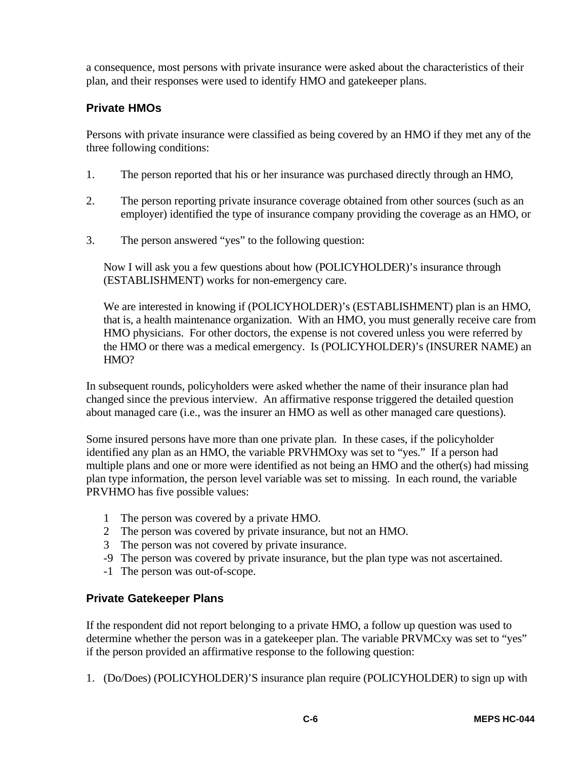a consequence, most persons with private insurance were asked about the characteristics of their plan, and their responses were used to identify HMO and gatekeeper plans.

### Private HMOs

Persons with private insurance were classified as being covered by an HMO if they met any of the three following conditions:

1. The person reported that his or her insurance was purchased directly through an HMO,

2. The person reporting private insurance coverage obtained from other sources (such as an employer) identified the type of insurance company providing the coverage as an HMO, or

3. The person answered "yes" to the following question:

   Now I will ask you a few questions about how (POLICYHOLDER)'s insurance through (ESTABLISHMENT) works for non-emergency care.

   We are interested in knowing if (POLICYHOLDER)'s (ESTABLISHMENT) plan is an HMO, that is, a health maintenance organization. With an HMO, you must generally receive care from HMO physicians. For other doctors, the expense is not covered unless you were referred by the HMO or there was a medical emergency. Is (POLICYHOLDER)'s (INSURER NAME) an HMO?

In subsequent rounds, policyholders were asked whether the name of their insurance plan had changed since the previous interview. An affirmative response triggered the detailed question about managed care (i.e., was the insurer an HMO as well as other managed care questions).

Some insured persons have more than one private plan. In these cases, if the policyholder identified any plan as an HMO, the variable PRVHMOxy was set to "yes." If a person had multiple plans and one or more were identified as not being an HMO and the other(s) had missing plan type information, the person level variable was set to missing. In each round, the variable PRVHMO has five possible values:

- 1 The person was covered by a private HMO.
- 2 The person was covered by private insurance, but not an HMO.
- 3 The person was not covered by private insurance.
- -9 The person was covered by private insurance, but the plan type was not ascertained.
- -1 The person was out-of-scope.

### Private Gatekeeper Plans

If the respondent did not report belonging to a private HMO, a follow up question was used to determine whether the person was in a gatekeeper plan. The variable PRVMCxy was set to "yes" if the person provided an affirmative response to the following question:

1. (Do/Does) (POLICYHOLDER)'S insurance plan require (POLICYHOLDER) to sign up with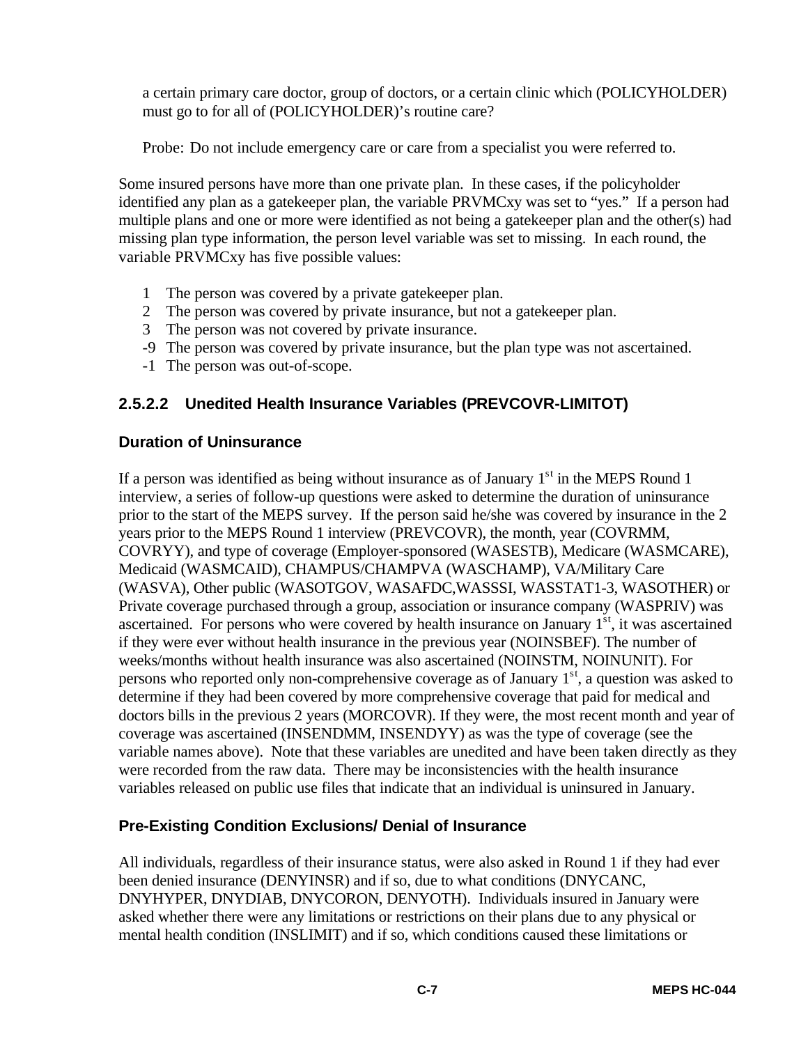a certain primary care doctor, group of doctors, or a certain clinic which (POLICYHOLDER) must go to for all of (POLICYHOLDER)'s routine care?

Probe: Do not include emergency care or care from a specialist you were referred to.

Some insured persons have more than one private plan. In these cases, if the policyholder identified any plan as a gatekeeper plan, the variable PRVMCxy was set to "yes." If a person had multiple plans and one or more were identified as not being a gatekeeper plan and the other(s) had missing plan type information, the person level variable was set to missing. In each round, the variable PRVMCxy has five possible values:

1 The person was covered by a private gatekeeper plan.
2 The person was covered by private insurance, but not a gatekeeper plan.
3 The person was not covered by private insurance.
-9 The person was covered by private insurance, but the plan type was not ascertained.
-1 The person was out-of-scope.

### 2.5.2.2 Unedited Health Insurance Variables (PREVCOVR-LIMITOT)

#### Duration of Uninsurance

If a person was identified as being without insurance as of January 1st in the MEPS Round 1 interview, a series of follow-up questions were asked to determine the duration of uninsurance prior to the start of the MEPS survey. If the person said he/she was covered by insurance in the 2 years prior to the MEPS Round 1 interview (PREVCOVR), the month, year (COVRMM, COVRYY), and type of coverage (Employer-sponsored (WASESTB), Medicare (WASMCARE), Medicaid (WASMCAID), CHAMPUS/CHAMPVA (WASCHAMP), VA/Military Care (WASVA), Other public (WASOTGOV, WASAFDC,WASSSI, WASSTAT1-3, WASOTHER) or Private coverage purchased through a group, association or insurance company (WASPRIV) was ascertained. For persons who were covered by health insurance on January 1st, it was ascertained if they were ever without health insurance in the previous year (NOINSBEF). The number of weeks/months without health insurance was also ascertained (NOINSTM, NOINUNIT). For persons who reported only non-comprehensive coverage as of January 1st, a question was asked to determine if they had been covered by more comprehensive coverage that paid for medical and doctors bills in the previous 2 years (MORCOVR). If they were, the most recent month and year of coverage was ascertained (INSENDMM, INSENDYY) as was the type of coverage (see the variable names above). Note that these variables are unedited and have been taken directly as they were recorded from the raw data. There may be inconsistencies with the health insurance variables released on public use files that indicate that an individual is uninsured in January.

#### Pre-Existing Condition Exclusions/ Denial of Insurance

All individuals, regardless of their insurance status, were also asked in Round 1 if they had ever been denied insurance (DENYINSR) and if so, due to what conditions (DNYCANC, DNYHYPER, DNYDIAB, DNYCORON, DENYOTH). Individuals insured in January were asked whether there were any limitations or restrictions on their plans due to any physical or mental health condition (INSLIMIT) and if so, which conditions caused these limitations or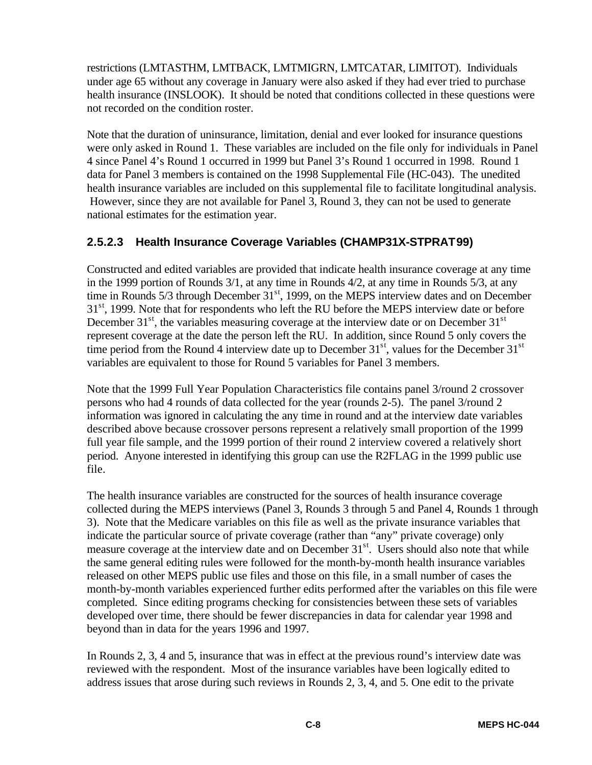restrictions (LMTASTHM, LMTBACK, LMTMIGRN, LMTCATAR, LIMITOT). Individuals under age 65 without any coverage in January were also asked if they had ever tried to purchase health insurance (INSLOOK). It should be noted that conditions collected in these questions were not recorded on the condition roster.

Note that the duration of uninsurance, limitation, denial and ever looked for insurance questions were only asked in Round 1. These variables are included on the file only for individuals in Panel 4 since Panel 4's Round 1 occurred in 1999 but Panel 3's Round 1 occurred in 1998. Round 1 data for Panel 3 members is contained on the 1998 Supplemental File (HC-043). The unedited health insurance variables are included on this supplemental file to facilitate longitudinal analysis. However, since they are not available for Panel 3, Round 3, they can not be used to generate national estimates for the estimation year.

#### 2.5.2.3 Health Insurance Coverage Variables (CHAMP31X-STPRAT99)

Constructed and edited variables are provided that indicate health insurance coverage at any time in the 1999 portion of Rounds 3/1, at any time in Rounds 4/2, at any time in Rounds 5/3, at any time in Rounds 5/3 through December 31st, 1999, on the MEPS interview dates and on December 31st, 1999. Note that for respondents who left the RU before the MEPS interview date or before December 31st, the variables measuring coverage at the interview date or on December 31st represent coverage at the date the person left the RU. In addition, since Round 5 only covers the time period from the Round 4 interview date up to December 31st, values for the December 31st variables are equivalent to those for Round 5 variables for Panel 3 members.

Note that the 1999 Full Year Population Characteristics file contains panel 3/round 2 crossover persons who had 4 rounds of data collected for the year (rounds 2-5). The panel 3/round 2 information was ignored in calculating the any time in round and at the interview date variables described above because crossover persons represent a relatively small proportion of the 1999 full year file sample, and the 1999 portion of their round 2 interview covered a relatively short period. Anyone interested in identifying this group can use the R2FLAG in the 1999 public use file.

The health insurance variables are constructed for the sources of health insurance coverage collected during the MEPS interviews (Panel 3, Rounds 3 through 5 and Panel 4, Rounds 1 through 3). Note that the Medicare variables on this file as well as the private insurance variables that indicate the particular source of private coverage (rather than "any" private coverage) only measure coverage at the interview date and on December 31st. Users should also note that while the same general editing rules were followed for the month-by-month health insurance variables released on other MEPS public use files and those on this file, in a small number of cases the month-by-month variables experienced further edits performed after the variables on this file were completed. Since editing programs checking for consistencies between these sets of variables developed over time, there should be fewer discrepancies in data for calendar year 1998 and beyond than in data for the years 1996 and 1997.

In Rounds 2, 3, 4 and 5, insurance that was in effect at the previous round's interview date was reviewed with the respondent. Most of the insurance variables have been logically edited to address issues that arose during such reviews in Rounds 2, 3, 4, and 5. One edit to the private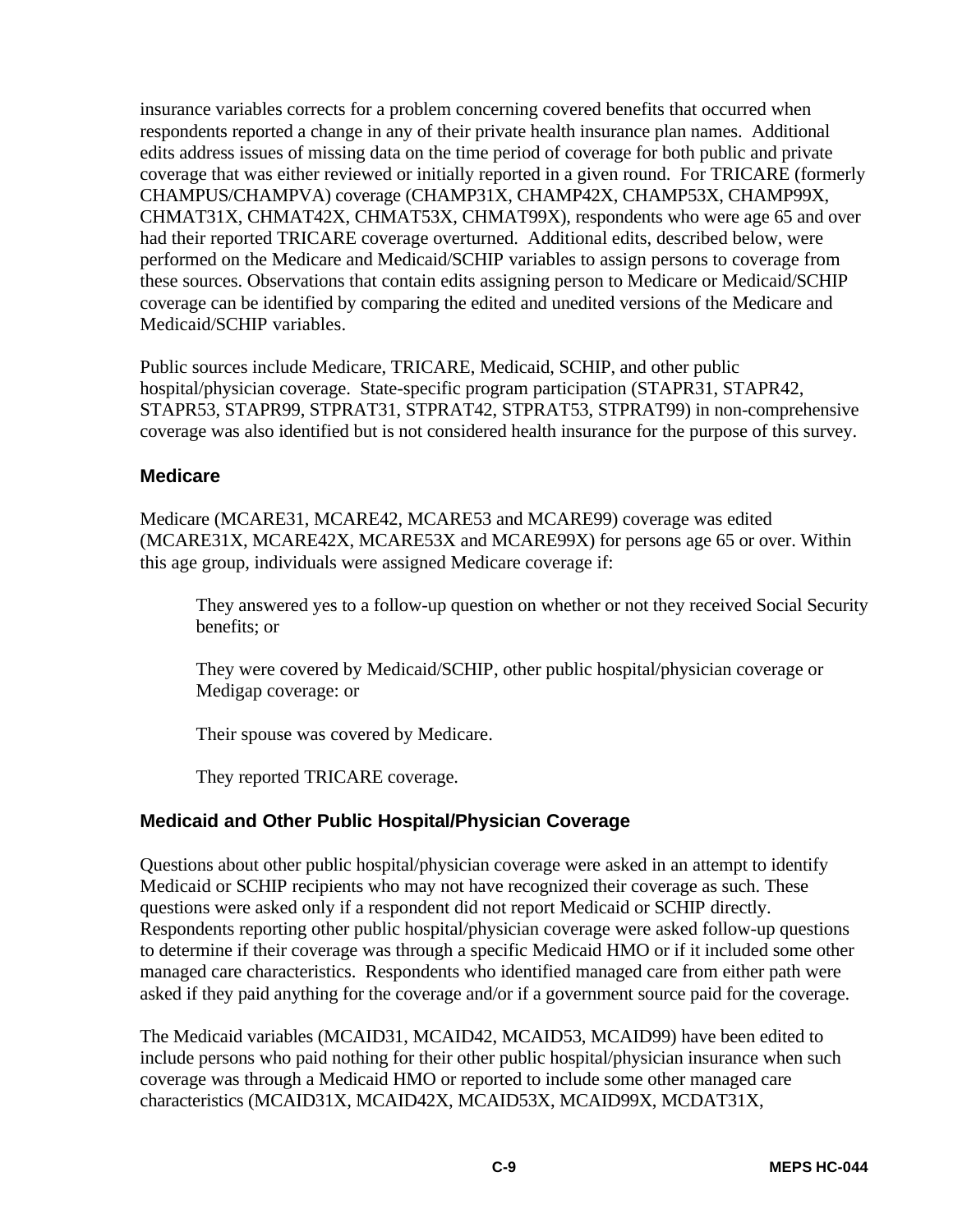insurance variables corrects for a problem concerning covered benefits that occurred when respondents reported a change in any of their private health insurance plan names. Additional edits address issues of missing data on the time period of coverage for both public and private coverage that was either reviewed or initially reported in a given round. For TRICARE (formerly CHAMPUS/CHAMPVA) coverage (CHAMP31X, CHAMP42X, CHAMP53X, CHAMP99X, CHMAT31X, CHMAT42X, CHMAT53X, CHMAT99X), respondents who were age 65 and over had their reported TRICARE coverage overturned. Additional edits, described below, were performed on the Medicare and Medicaid/SCHIP variables to assign persons to coverage from these sources. Observations that contain edits assigning person to Medicare or Medicaid/SCHIP coverage can be identified by comparing the edited and unedited versions of the Medicare and Medicaid/SCHIP variables.

Public sources include Medicare, TRICARE, Medicaid, SCHIP, and other public hospital/physician coverage. State-specific program participation (STAPR31, STAPR42, STAPR53, STAPR99, STPRAT31, STPRAT42, STPRAT53, STPRAT99) in non-comprehensive coverage was also identified but is not considered health insurance for the purpose of this survey.

### Medicare

Medicare (MCARE31, MCARE42, MCARE53 and MCARE99) coverage was edited (MCARE31X, MCARE42X, MCARE53X and MCARE99X) for persons age 65 or over. Within this age group, individuals were assigned Medicare coverage if:

> They answered yes to a follow-up question on whether or not they received Social Security benefits; or
>
> They were covered by Medicaid/SCHIP, other public hospital/physician coverage or Medigap coverage: or
>
> Their spouse was covered by Medicare.
>
> They reported TRICARE coverage.

### Medicaid and Other Public Hospital/Physician Coverage

Questions about other public hospital/physician coverage were asked in an attempt to identify Medicaid or SCHIP recipients who may not have recognized their coverage as such. These questions were asked only if a respondent did not report Medicaid or SCHIP directly. Respondents reporting other public hospital/physician coverage were asked follow-up questions to determine if their coverage was through a specific Medicaid HMO or if it included some other managed care characteristics. Respondents who identified managed care from either path were asked if they paid anything for the coverage and/or if a government source paid for the coverage.

The Medicaid variables (MCAID31, MCAID42, MCAID53, MCAID99) have been edited to include persons who paid nothing for their other public hospital/physician insurance when such coverage was through a Medicaid HMO or reported to include some other managed care characteristics (MCAID31X, MCAID42X, MCAID53X, MCAID99X, MCDAT31X,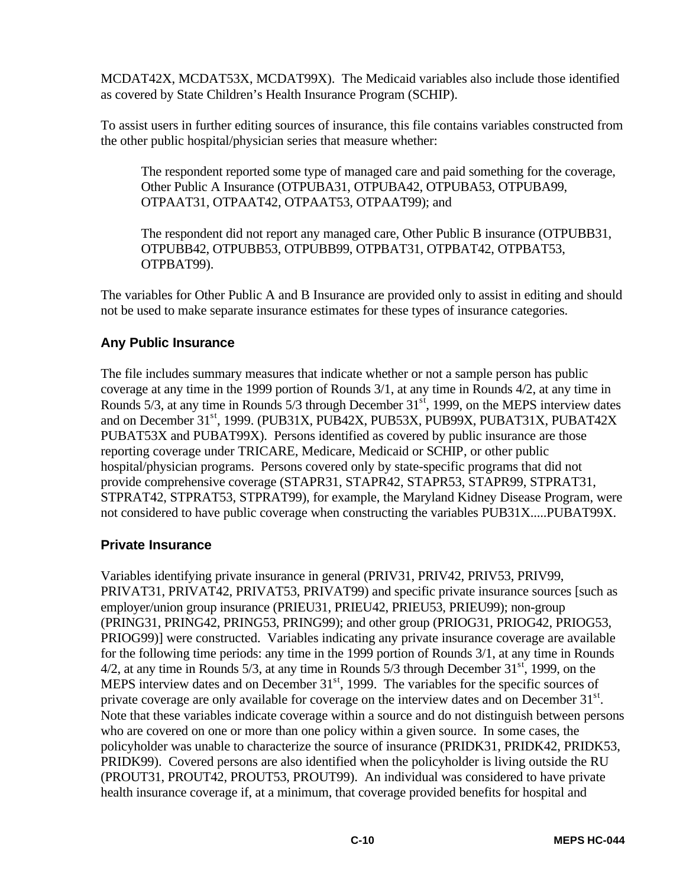MCDAT42X, MCDAT53X, MCDAT99X). The Medicaid variables also include those identified as covered by State Children's Health Insurance Program (SCHIP).

To assist users in further editing sources of insurance, this file contains variables constructed from the other public hospital/physician series that measure whether:

> The respondent reported some type of managed care and paid something for the coverage, Other Public A Insurance (OTPUBA31, OTPUBA42, OTPUBA53, OTPUBA99, OTPAAT31, OTPAAT42, OTPAAT53, OTPAAT99); and
>
> The respondent did not report any managed care, Other Public B insurance (OTPUBB31, OTPUBB42, OTPUBB53, OTPUBB99, OTPBAT31, OTPBAT42, OTPBAT53, OTPBAT99).

The variables for Other Public A and B Insurance are provided only to assist in editing and should not be used to make separate insurance estimates for these types of insurance categories.

### Any Public Insurance

The file includes summary measures that indicate whether or not a sample person has public coverage at any time in the 1999 portion of Rounds 3/1, at any time in Rounds 4/2, at any time in Rounds 5/3, at any time in Rounds 5/3 through December 31st, 1999, on the MEPS interview dates and on December 31st, 1999. (PUB31X, PUB42X, PUB53X, PUB99X, PUBAT31X, PUBAT42X PUBAT53X and PUBAT99X). Persons identified as covered by public insurance are those reporting coverage under TRICARE, Medicare, Medicaid or SCHIP, or other public hospital/physician programs. Persons covered only by state-specific programs that did not provide comprehensive coverage (STAPR31, STAPR42, STAPR53, STAPR99, STPRAT31, STPRAT42, STPRAT53, STPRAT99), for example, the Maryland Kidney Disease Program, were not considered to have public coverage when constructing the variables PUB31X.....PUBAT99X.

### Private Insurance

Variables identifying private insurance in general (PRIV31, PRIV42, PRIV53, PRIV99, PRIVAT31, PRIVAT42, PRIVAT53, PRIVAT99) and specific private insurance sources [such as employer/union group insurance (PRIEU31, PRIEU42, PRIEU53, PRIEU99); non-group (PRING31, PRING42, PRING53, PRING99); and other group (PRIOG31, PRIOG42, PRIOG53, PRIOG99)] were constructed. Variables indicating any private insurance coverage are available for the following time periods: any time in the 1999 portion of Rounds 3/1, at any time in Rounds 4/2, at any time in Rounds 5/3, at any time in Rounds 5/3 through December 31st, 1999, on the MEPS interview dates and on December 31st, 1999. The variables for the specific sources of private coverage are only available for coverage on the interview dates and on December 31st. Note that these variables indicate coverage within a source and do not distinguish between persons who are covered on one or more than one policy within a given source. In some cases, the policyholder was unable to characterize the source of insurance (PRIDK31, PRIDK42, PRIDK53, PRIDK99). Covered persons are also identified when the policyholder is living outside the RU (PROUT31, PROUT42, PROUT53, PROUT99). An individual was considered to have private health insurance coverage if, at a minimum, that coverage provided benefits for hospital and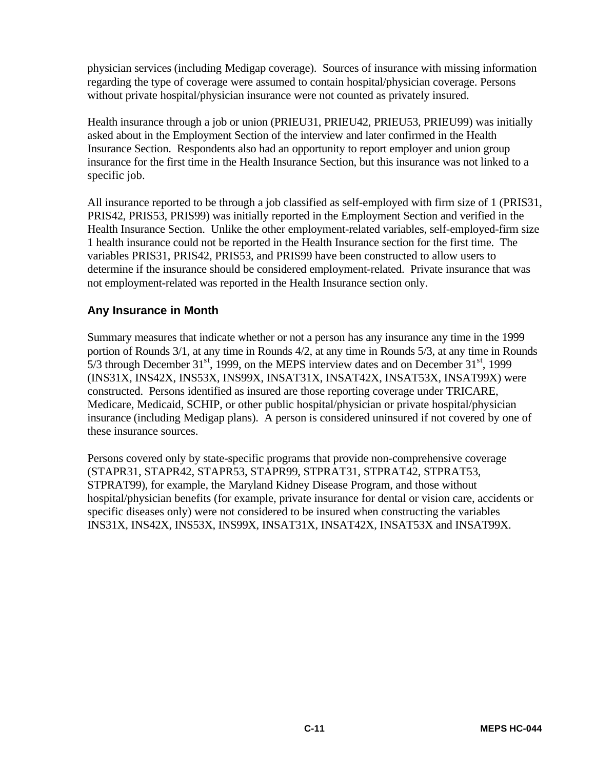physician services (including Medigap coverage). Sources of insurance with missing information regarding the type of coverage were assumed to contain hospital/physician coverage. Persons without private hospital/physician insurance were not counted as privately insured.

Health insurance through a job or union (PRIEU31, PRIEU42, PRIEU53, PRIEU99) was initially asked about in the Employment Section of the interview and later confirmed in the Health Insurance Section. Respondents also had an opportunity to report employer and union group insurance for the first time in the Health Insurance Section, but this insurance was not linked to a specific job.

All insurance reported to be through a job classified as self-employed with firm size of 1 (PRIS31, PRIS42, PRIS53, PRIS99) was initially reported in the Employment Section and verified in the Health Insurance Section. Unlike the other employment-related variables, self-employed-firm size 1 health insurance could not be reported in the Health Insurance section for the first time. The variables PRIS31, PRIS42, PRIS53, and PRIS99 have been constructed to allow users to determine if the insurance should be considered employment-related. Private insurance that was not employment-related was reported in the Health Insurance section only.

### Any Insurance in Month

Summary measures that indicate whether or not a person has any insurance any time in the 1999 portion of Rounds 3/1, at any time in Rounds 4/2, at any time in Rounds 5/3, at any time in Rounds 5/3 through December 31st, 1999, on the MEPS interview dates and on December 31st, 1999 (INS31X, INS42X, INS53X, INS99X, INSAT31X, INSAT42X, INSAT53X, INSAT99X) were constructed. Persons identified as insured are those reporting coverage under TRICARE, Medicare, Medicaid, SCHIP, or other public hospital/physician or private hospital/physician insurance (including Medigap plans). A person is considered uninsured if not covered by one of these insurance sources.

Persons covered only by state-specific programs that provide non-comprehensive coverage (STAPR31, STAPR42, STAPR53, STAPR99, STPRAT31, STPRAT42, STPRAT53, STPRAT99), for example, the Maryland Kidney Disease Program, and those without hospital/physician benefits (for example, private insurance for dental or vision care, accidents or specific diseases only) were not considered to be insured when constructing the variables INS31X, INS42X, INS53X, INS99X, INSAT31X, INSAT42X, INSAT53X and INSAT99X.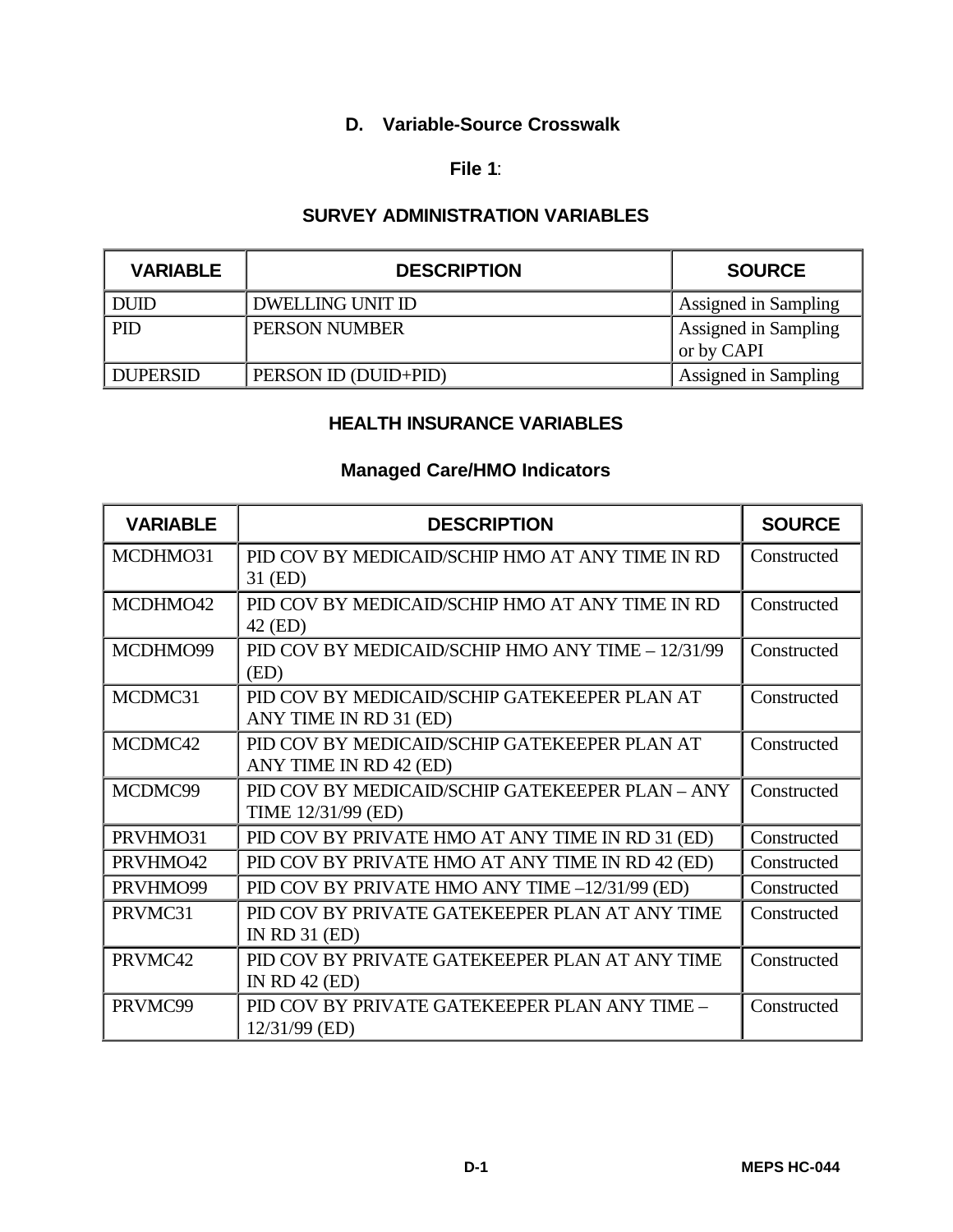## D. Variable-Source Crosswalk

### File 1:

### SURVEY ADMINISTRATION VARIABLES

| VARIABLE | DESCRIPTION | SOURCE |
|---|---|---|
| DUID | DWELLING UNIT ID | Assigned in Sampling |
| PID | PERSON NUMBER | Assigned in Sampling or by CAPI |
| DUPERSID | PERSON ID (DUID+PID) | Assigned in Sampling |

### HEALTH INSURANCE VARIABLES

### Managed Care/HMO Indicators

| VARIABLE | DESCRIPTION | SOURCE |
|---|---|---|
| MCDHMO31 | PID COV BY MEDICAID/SCHIP HMO AT ANY TIME IN RD 31 (ED) | Constructed |
| MCDHMO42 | PID COV BY MEDICAID/SCHIP HMO AT ANY TIME IN RD 42 (ED) | Constructed |
| MCDHMO99 | PID COV BY MEDICAID/SCHIP HMO ANY TIME – 12/31/99 (ED) | Constructed |
| MCDMC31 | PID COV BY MEDICAID/SCHIP GATEKEEPER PLAN AT ANY TIME IN RD 31 (ED) | Constructed |
| MCDMC42 | PID COV BY MEDICAID/SCHIP GATEKEEPER PLAN AT ANY TIME IN RD 42 (ED) | Constructed |
| MCDMC99 | PID COV BY MEDICAID/SCHIP GATEKEEPER PLAN – ANY TIME 12/31/99 (ED) | Constructed |
| PRVHMO31 | PID COV BY PRIVATE HMO AT ANY TIME IN RD 31 (ED) | Constructed |
| PRVHMO42 | PID COV BY PRIVATE HMO AT ANY TIME IN RD 42 (ED) | Constructed |
| PRVHMO99 | PID COV BY PRIVATE HMO ANY TIME –12/31/99 (ED) | Constructed |
| PRVMC31 | PID COV BY PRIVATE GATEKEEPER PLAN AT ANY TIME IN RD 31 (ED) | Constructed |
| PRVMC42 | PID COV BY PRIVATE GATEKEEPER PLAN AT ANY TIME IN RD 42 (ED) | Constructed |
| PRVMC99 | PID COV BY PRIVATE GATEKEEPER PLAN ANY TIME – 12/31/99 (ED) | Constructed |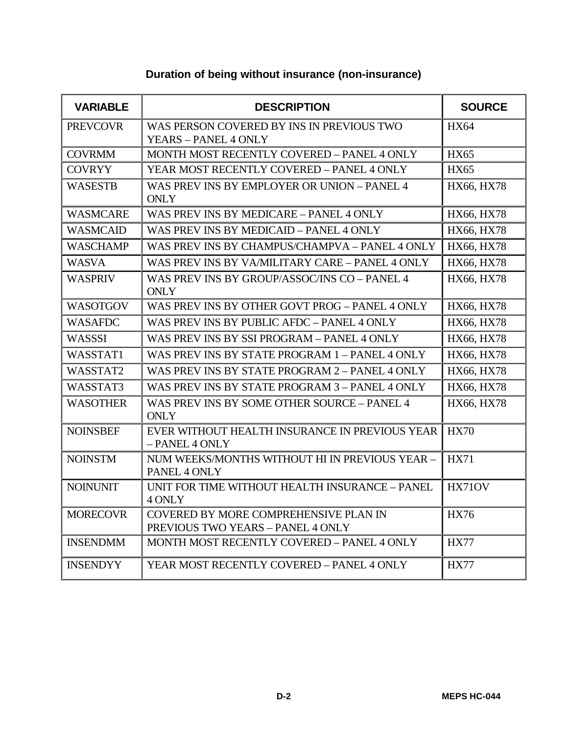## Duration of being without insurance (non-insurance)

| VARIABLE | DESCRIPTION | SOURCE |
|---|---|---|
| PREVCOVR | WAS PERSON COVERED BY INS IN PREVIOUS TWO YEARS – PANEL 4 ONLY | HX64 |
| COVRMM | MONTH MOST RECENTLY COVERED – PANEL 4 ONLY | HX65 |
| COVRYY | YEAR MOST RECENTLY COVERED – PANEL 4 ONLY | HX65 |
| WASESTB | WAS PREV INS BY EMPLOYER OR UNION – PANEL 4 ONLY | HX66, HX78 |
| WASMCARE | WAS PREV INS BY MEDICARE – PANEL 4 ONLY | HX66, HX78 |
| WASMCAID | WAS PREV INS BY MEDICAID – PANEL 4 ONLY | HX66, HX78 |
| WASCHAMP | WAS PREV INS BY CHAMPUS/CHAMPVA – PANEL 4 ONLY | HX66, HX78 |
| WASVA | WAS PREV INS BY VA/MILITARY CARE – PANEL 4 ONLY | HX66, HX78 |
| WASPRIV | WAS PREV INS BY GROUP/ASSOC/INS CO – PANEL 4 ONLY | HX66, HX78 |
| WASOTGOV | WAS PREV INS BY OTHER GOVT PROG – PANEL 4 ONLY | HX66, HX78 |
| WASAFDC | WAS PREV INS BY PUBLIC AFDC – PANEL 4 ONLY | HX66, HX78 |
| WASSSI | WAS PREV INS BY SSI PROGRAM – PANEL 4 ONLY | HX66, HX78 |
| WASSTAT1 | WAS PREV INS BY STATE PROGRAM 1 – PANEL 4 ONLY | HX66, HX78 |
| WASSTAT2 | WAS PREV INS BY STATE PROGRAM 2 – PANEL 4 ONLY | HX66, HX78 |
| WASSTAT3 | WAS PREV INS BY STATE PROGRAM 3 – PANEL 4 ONLY | HX66, HX78 |
| WASOTHER | WAS PREV INS BY SOME OTHER SOURCE – PANEL 4 ONLY | HX66, HX78 |
| NOINSBEF | EVER WITHOUT HEALTH INSURANCE IN PREVIOUS YEAR – PANEL 4 ONLY | HX70 |
| NOINSTM | NUM WEEKS/MONTHS WITHOUT HI IN PREVIOUS YEAR – PANEL 4 ONLY | HX71 |
| NOINUNIT | UNIT FOR TIME WITHOUT HEALTH INSURANCE – PANEL 4 ONLY | HX71OV |
| MORECOVR | COVERED BY MORE COMPREHENSIVE PLAN IN PREVIOUS TWO YEARS – PANEL 4 ONLY | HX76 |
| INSENDMM | MONTH MOST RECENTLY COVERED – PANEL 4 ONLY | HX77 |
| INSENDYY | YEAR MOST RECENTLY COVERED – PANEL 4 ONLY | HX77 |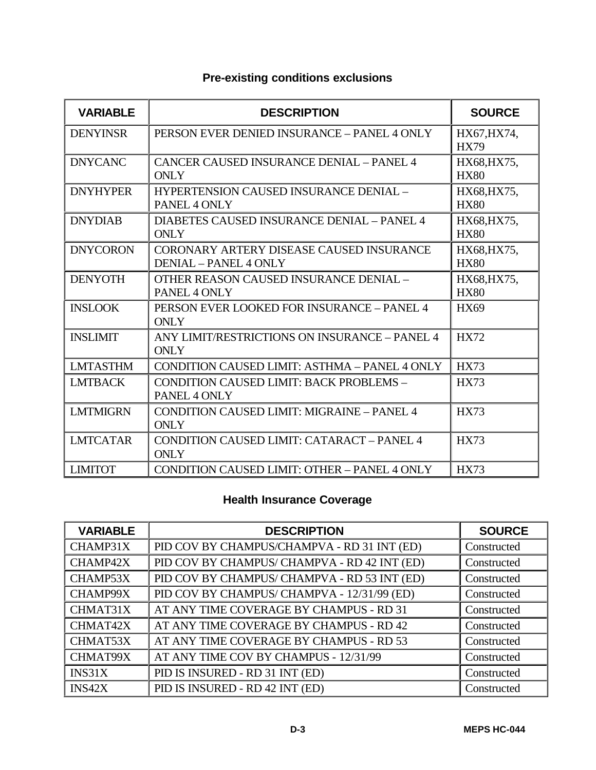## Pre-existing conditions exclusions

| VARIABLE | DESCRIPTION | SOURCE |
| --- | --- | --- |
| DENYINSR | PERSON EVER DENIED INSURANCE – PANEL 4 ONLY | HX67,HX74, HX79 |
| DNYCANC | CANCER CAUSED INSURANCE DENIAL – PANEL 4 ONLY | HX68,HX75, HX80 |
| DNYHYPER | HYPERTENSION CAUSED INSURANCE DENIAL – PANEL 4 ONLY | HX68,HX75, HX80 |
| DNYDIAB | DIABETES CAUSED INSURANCE DENIAL – PANEL 4 ONLY | HX68,HX75, HX80 |
| DNYCORON | CORONARY ARTERY DISEASE CAUSED INSURANCE DENIAL – PANEL 4 ONLY | HX68,HX75, HX80 |
| DENYOTH | OTHER REASON CAUSED INSURANCE DENIAL – PANEL 4 ONLY | HX68,HX75, HX80 |
| INSLOOK | PERSON EVER LOOKED FOR INSURANCE – PANEL 4 ONLY | HX69 |
| INSLIMIT | ANY LIMIT/RESTRICTIONS ON INSURANCE – PANEL 4 ONLY | HX72 |
| LMTASTHM | CONDITION CAUSED LIMIT: ASTHMA – PANEL 4 ONLY | HX73 |
| LMTBACK | CONDITION CAUSED LIMIT: BACK PROBLEMS – PANEL 4 ONLY | HX73 |
| LMTMIGRN | CONDITION CAUSED LIMIT: MIGRAINE – PANEL 4 ONLY | HX73 |
| LMTCATAR | CONDITION CAUSED LIMIT: CATARACT – PANEL 4 ONLY | HX73 |
| LIMITOT | CONDITION CAUSED LIMIT: OTHER – PANEL 4 ONLY | HX73 |

## Health Insurance Coverage

| VARIABLE | DESCRIPTION | SOURCE |
| --- | --- | --- |
| CHAMP31X | PID COV BY CHAMPUS/CHAMPVA - RD 31 INT (ED) | Constructed |
| CHAMP42X | PID COV BY CHAMPUS/ CHAMPVA - RD 42 INT (ED) | Constructed |
| CHAMP53X | PID COV BY CHAMPUS/ CHAMPVA - RD 53 INT (ED) | Constructed |
| CHAMP99X | PID COV BY CHAMPUS/ CHAMPVA - 12/31/99 (ED) | Constructed |
| CHMAT31X | AT ANY TIME COVERAGE BY CHAMPUS - RD 31 | Constructed |
| CHMAT42X | AT ANY TIME COVERAGE BY CHAMPUS - RD 42 | Constructed |
| CHMAT53X | AT ANY TIME COVERAGE BY CHAMPUS - RD 53 | Constructed |
| CHMAT99X | AT ANY TIME COV BY CHAMPUS - 12/31/99 | Constructed |
| INS31X | PID IS INSURED - RD 31 INT (ED) | Constructed |
| INS42X | PID IS INSURED - RD 42 INT (ED) | Constructed |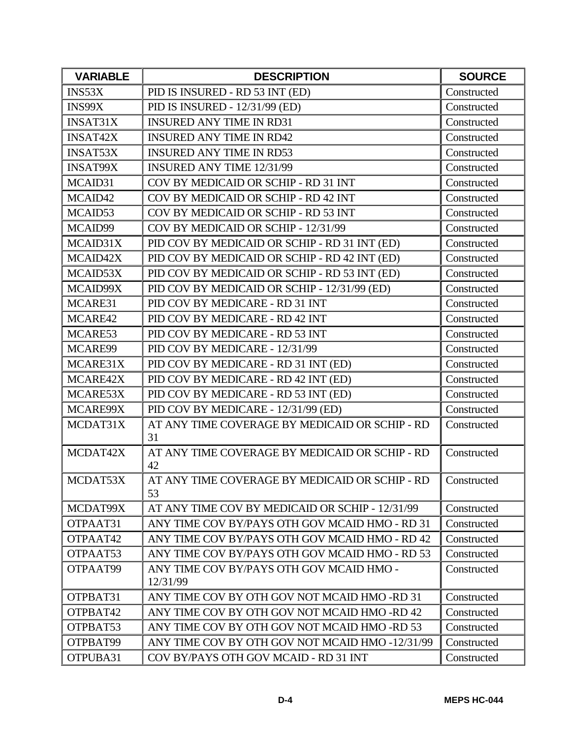| VARIABLE | DESCRIPTION | SOURCE |
| --- | --- | --- |
| INS53X | PID IS INSURED - RD 53 INT (ED) | Constructed |
| INS99X | PID IS INSURED - 12/31/99 (ED) | Constructed |
| INSAT31X | INSURED ANY TIME IN RD31 | Constructed |
| INSAT42X | INSURED ANY TIME IN RD42 | Constructed |
| INSAT53X | INSURED ANY TIME IN RD53 | Constructed |
| INSAT99X | INSURED ANY TIME 12/31/99 | Constructed |
| MCAID31 | COV BY MEDICAID OR SCHIP - RD 31 INT | Constructed |
| MCAID42 | COV BY MEDICAID OR SCHIP - RD 42 INT | Constructed |
| MCAID53 | COV BY MEDICAID OR SCHIP - RD 53 INT | Constructed |
| MCAID99 | COV BY MEDICAID OR SCHIP - 12/31/99 | Constructed |
| MCAID31X | PID COV BY MEDICAID OR SCHIP - RD 31 INT (ED) | Constructed |
| MCAID42X | PID COV BY MEDICAID OR SCHIP - RD 42 INT (ED) | Constructed |
| MCAID53X | PID COV BY MEDICAID OR SCHIP - RD 53 INT (ED) | Constructed |
| MCAID99X | PID COV BY MEDICAID OR SCHIP - 12/31/99 (ED) | Constructed |
| MCARE31 | PID COV BY MEDICARE - RD 31 INT | Constructed |
| MCARE42 | PID COV BY MEDICARE - RD 42 INT | Constructed |
| MCARE53 | PID COV BY MEDICARE - RD 53 INT | Constructed |
| MCARE99 | PID COV BY MEDICARE - 12/31/99 | Constructed |
| MCARE31X | PID COV BY MEDICARE - RD 31 INT (ED) | Constructed |
| MCARE42X | PID COV BY MEDICARE - RD 42 INT (ED) | Constructed |
| MCARE53X | PID COV BY MEDICARE - RD 53 INT (ED) | Constructed |
| MCARE99X | PID COV BY MEDICARE - 12/31/99 (ED) | Constructed |
| MCDAT31X | AT ANY TIME COVERAGE BY MEDICAID OR SCHIP - RD 31 | Constructed |
| MCDAT42X | AT ANY TIME COVERAGE BY MEDICAID OR SCHIP - RD 42 | Constructed |
| MCDAT53X | AT ANY TIME COVERAGE BY MEDICAID OR SCHIP - RD 53 | Constructed |
| MCDAT99X | AT ANY TIME COV BY MEDICAID OR SCHIP - 12/31/99 | Constructed |
| OTPAAT31 | ANY TIME COV BY/PAYS OTH GOV MCAID HMO - RD 31 | Constructed |
| OTPAAT42 | ANY TIME COV BY/PAYS OTH GOV MCAID HMO - RD 42 | Constructed |
| OTPAAT53 | ANY TIME COV BY/PAYS OTH GOV MCAID HMO - RD 53 | Constructed |
| OTPAAT99 | ANY TIME COV BY/PAYS OTH GOV MCAID HMO - 12/31/99 | Constructed |
| OTPBAT31 | ANY TIME COV BY OTH GOV NOT MCAID HMO -RD 31 | Constructed |
| OTPBAT42 | ANY TIME COV BY OTH GOV NOT MCAID HMO -RD 42 | Constructed |
| OTPBAT53 | ANY TIME COV BY OTH GOV NOT MCAID HMO -RD 53 | Constructed |
| OTPBAT99 | ANY TIME COV BY OTH GOV NOT MCAID HMO -12/31/99 | Constructed |
| OTPUBA31 | COV BY/PAYS OTH GOV MCAID - RD 31 INT | Constructed |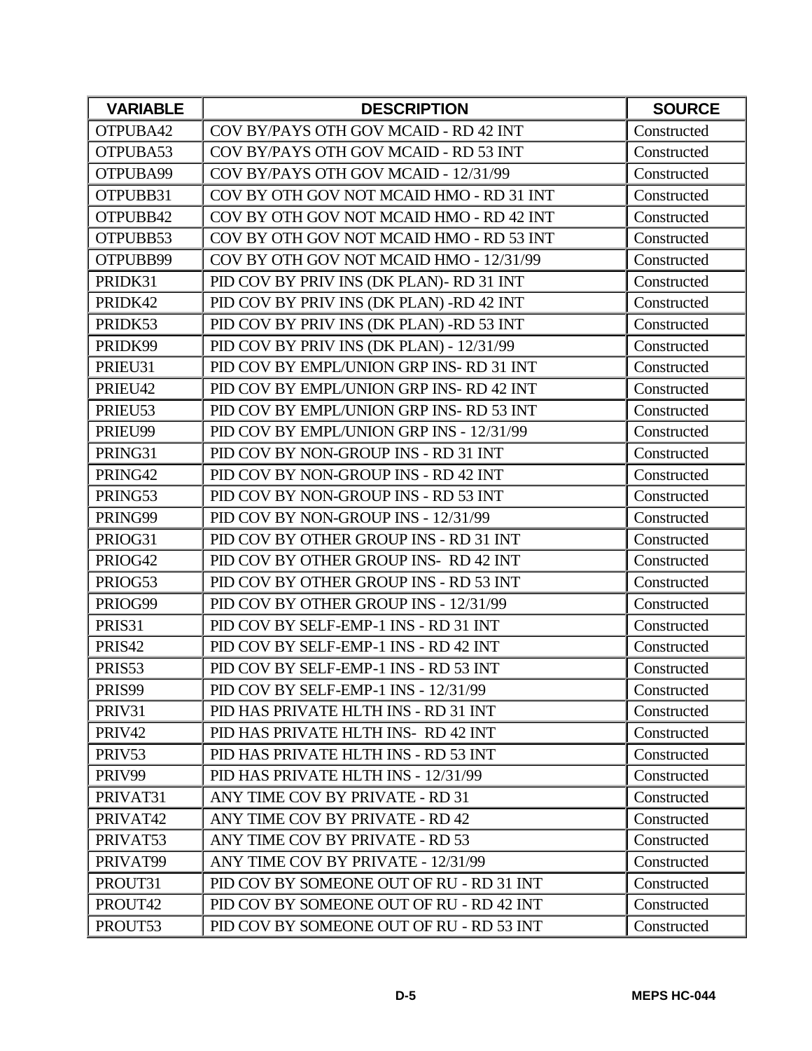| VARIABLE | DESCRIPTION | SOURCE |
| --- | --- | --- |
| OTPUBA42 | COV BY/PAYS OTH GOV MCAID - RD 42 INT | Constructed |
| OTPUBA53 | COV BY/PAYS OTH GOV MCAID - RD 53 INT | Constructed |
| OTPUBA99 | COV BY/PAYS OTH GOV MCAID - 12/31/99 | Constructed |
| OTPUBB31 | COV BY OTH GOV NOT MCAID HMO - RD 31 INT | Constructed |
| OTPUBB42 | COV BY OTH GOV NOT MCAID HMO - RD 42 INT | Constructed |
| OTPUBB53 | COV BY OTH GOV NOT MCAID HMO - RD 53 INT | Constructed |
| OTPUBB99 | COV BY OTH GOV NOT MCAID HMO - 12/31/99 | Constructed |
| PRIDK31 | PID COV BY PRIV INS (DK PLAN)- RD 31 INT | Constructed |
| PRIDK42 | PID COV BY PRIV INS (DK PLAN) -RD 42 INT | Constructed |
| PRIDK53 | PID COV BY PRIV INS (DK PLAN) -RD 53 INT | Constructed |
| PRIDK99 | PID COV BY PRIV INS (DK PLAN) - 12/31/99 | Constructed |
| PRIEU31 | PID COV BY EMPL/UNION GRP INS- RD 31 INT | Constructed |
| PRIEU42 | PID COV BY EMPL/UNION GRP INS- RD 42 INT | Constructed |
| PRIEU53 | PID COV BY EMPL/UNION GRP INS- RD 53 INT | Constructed |
| PRIEU99 | PID COV BY EMPL/UNION GRP INS - 12/31/99 | Constructed |
| PRING31 | PID COV BY NON-GROUP INS - RD 31 INT | Constructed |
| PRING42 | PID COV BY NON-GROUP INS - RD 42 INT | Constructed |
| PRING53 | PID COV BY NON-GROUP INS - RD 53 INT | Constructed |
| PRING99 | PID COV BY NON-GROUP INS - 12/31/99 | Constructed |
| PRIOG31 | PID COV BY OTHER GROUP INS - RD 31 INT | Constructed |
| PRIOG42 | PID COV BY OTHER GROUP INS- RD 42 INT | Constructed |
| PRIOG53 | PID COV BY OTHER GROUP INS - RD 53 INT | Constructed |
| PRIOG99 | PID COV BY OTHER GROUP INS - 12/31/99 | Constructed |
| PRIS31 | PID COV BY SELF-EMP-1 INS - RD 31 INT | Constructed |
| PRIS42 | PID COV BY SELF-EMP-1 INS - RD 42 INT | Constructed |
| PRIS53 | PID COV BY SELF-EMP-1 INS - RD 53 INT | Constructed |
| PRIS99 | PID COV BY SELF-EMP-1 INS - 12/31/99 | Constructed |
| PRIV31 | PID HAS PRIVATE HLTH INS - RD 31 INT | Constructed |
| PRIV42 | PID HAS PRIVATE HLTH INS- RD 42 INT | Constructed |
| PRIV53 | PID HAS PRIVATE HLTH INS - RD 53 INT | Constructed |
| PRIV99 | PID HAS PRIVATE HLTH INS - 12/31/99 | Constructed |
| PRIVAT31 | ANY TIME COV BY PRIVATE - RD 31 | Constructed |
| PRIVAT42 | ANY TIME COV BY PRIVATE - RD 42 | Constructed |
| PRIVAT53 | ANY TIME COV BY PRIVATE - RD 53 | Constructed |
| PRIVAT99 | ANY TIME COV BY PRIVATE - 12/31/99 | Constructed |
| PROUT31 | PID COV BY SOMEONE OUT OF RU - RD 31 INT | Constructed |
| PROUT42 | PID COV BY SOMEONE OUT OF RU - RD 42 INT | Constructed |
| PROUT53 | PID COV BY SOMEONE OUT OF RU - RD 53 INT | Constructed |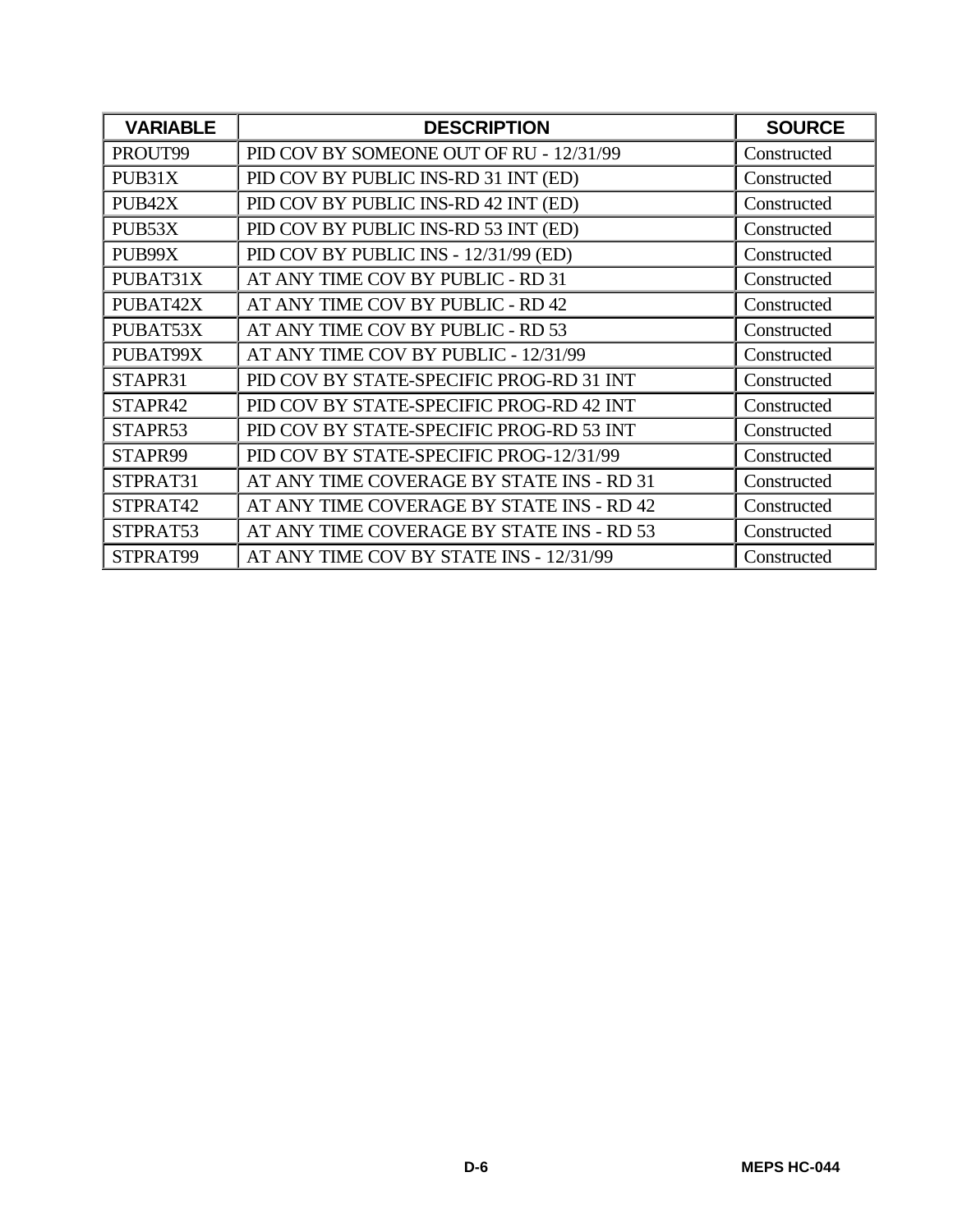| VARIABLE | DESCRIPTION | SOURCE |
|---|---|---|
| PROUT99 | PID COV BY SOMEONE OUT OF RU - 12/31/99 | Constructed |
| PUB31X | PID COV BY PUBLIC INS-RD 31 INT (ED) | Constructed |
| PUB42X | PID COV BY PUBLIC INS-RD 42 INT (ED) | Constructed |
| PUB53X | PID COV BY PUBLIC INS-RD 53 INT (ED) | Constructed |
| PUB99X | PID COV BY PUBLIC INS - 12/31/99 (ED) | Constructed |
| PUBAT31X | AT ANY TIME COV BY PUBLIC - RD 31 | Constructed |
| PUBAT42X | AT ANY TIME COV BY PUBLIC - RD 42 | Constructed |
| PUBAT53X | AT ANY TIME COV BY PUBLIC - RD 53 | Constructed |
| PUBAT99X | AT ANY TIME COV BY PUBLIC - 12/31/99 | Constructed |
| STAPR31 | PID COV BY STATE-SPECIFIC PROG-RD 31 INT | Constructed |
| STAPR42 | PID COV BY STATE-SPECIFIC PROG-RD 42 INT | Constructed |
| STAPR53 | PID COV BY STATE-SPECIFIC PROG-RD 53 INT | Constructed |
| STAPR99 | PID COV BY STATE-SPECIFIC PROG-12/31/99 | Constructed |
| STPRAT31 | AT ANY TIME COVERAGE BY STATE INS - RD 31 | Constructed |
| STPRAT42 | AT ANY TIME COVERAGE BY STATE INS - RD 42 | Constructed |
| STPRAT53 | AT ANY TIME COVERAGE BY STATE INS - RD 53 | Constructed |
| STPRAT99 | AT ANY TIME COV BY STATE INS - 12/31/99 | Constructed |